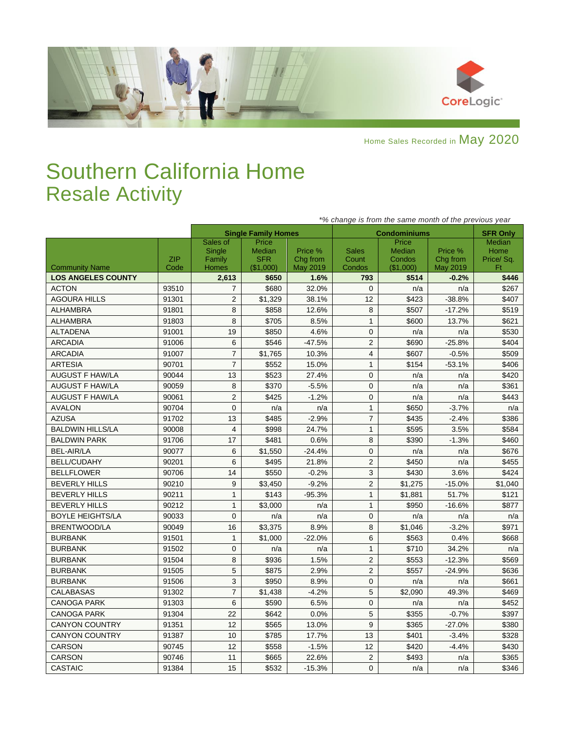Home Sales Recorded in May 2020

# Southern California Home Resale Activity

*% change is from the same month of the previous year

| | | Single Family Homes | | | Condominiums | | | SFR Only |
|---|---|---|---|---|---|---|---|---|
| Community Name | ZIP Code | Sales of Single Family Homes | Price Median SFR ($1,000) | Price % Chg from May 2019 | Sales Count Condos | Price Median Condos ($1,000) | Price % Chg from May 2019 | Median Home Price/ Sq. Ft |
| **LOS ANGELES COUNTY** | | **2,613** | **$650** | **1.6%** | **793** | **$514** | **-0.2%** | **$446** |
| ACTON | 93510 | 7 | $680 | 32.0% | 0 | n/a | n/a | $267 |
| AGOURA HILLS | 91301 | 2 | $1,329 | 38.1% | 12 | $423 | -38.8% | $407 |
| ALHAMBRA | 91801 | 8 | $858 | 12.6% | 8 | $507 | -17.2% | $519 |
| ALHAMBRA | 91803 | 8 | $705 | 8.5% | 1 | $600 | 13.7% | $621 |
| ALTADENA | 91001 | 19 | $850 | 4.6% | 0 | n/a | n/a | $530 |
| ARCADIA | 91006 | 6 | $546 | -47.5% | 2 | $690 | -25.8% | $404 |
| ARCADIA | 91007 | 7 | $1,765 | 10.3% | 4 | $607 | -0.5% | $509 |
| ARTESIA | 90701 | 7 | $552 | 15.0% | 1 | $154 | -53.1% | $406 |
| AUGUST F HAW/LA | 90044 | 13 | $523 | 27.4% | 0 | n/a | n/a | $420 |
| AUGUST F HAW/LA | 90059 | 8 | $370 | -5.5% | 0 | n/a | n/a | $361 |
| AUGUST F HAW/LA | 90061 | 2 | $425 | -1.2% | 0 | n/a | n/a | $443 |
| AVALON | 90704 | 0 | n/a | n/a | 1 | $650 | -3.7% | n/a |
| AZUSA | 91702 | 13 | $485 | -2.9% | 7 | $435 | -2.4% | $386 |
| BALDWIN HILLS/LA | 90008 | 4 | $998 | 24.7% | 1 | $595 | 3.5% | $584 |
| BALDWIN PARK | 91706 | 17 | $481 | 0.6% | 8 | $390 | -1.3% | $460 |
| BEL-AIR/LA | 90077 | 6 | $1,550 | -24.4% | 0 | n/a | n/a | $676 |
| BELL/CUDAHY | 90201 | 6 | $495 | 21.8% | 2 | $450 | n/a | $455 |
| BELLFLOWER | 90706 | 14 | $550 | -0.2% | 3 | $430 | 3.6% | $424 |
| BEVERLY HILLS | 90210 | 9 | $3,450 | -9.2% | 2 | $1,275 | -15.0% | $1,040 |
| BEVERLY HILLS | 90211 | 1 | $143 | -95.3% | 1 | $1,881 | 51.7% | $121 |
| BEVERLY HILLS | 90212 | 1 | $3,000 | n/a | 1 | $950 | -16.6% | $877 |
| BOYLE HEIGHTS/LA | 90033 | 0 | n/a | n/a | 0 | n/a | n/a | n/a |
| BRENTWOOD/LA | 90049 | 16 | $3,375 | 8.9% | 8 | $1,046 | -3.2% | $971 |
| BURBANK | 91501 | 1 | $1,000 | -22.0% | 6 | $563 | 0.4% | $668 |
| BURBANK | 91502 | 0 | n/a | n/a | 1 | $710 | 34.2% | n/a |
| BURBANK | 91504 | 8 | $936 | 1.5% | 2 | $553 | -12.3% | $569 |
| BURBANK | 91505 | 5 | $875 | 2.9% | 2 | $557 | -24.9% | $636 |
| BURBANK | 91506 | 3 | $950 | 8.9% | 0 | n/a | n/a | $661 |
| CALABASAS | 91302 | 7 | $1,438 | -4.2% | 5 | $2,090 | 49.3% | $469 |
| CANOGA PARK | 91303 | 6 | $590 | 6.5% | 0 | n/a | n/a | $452 |
| CANOGA PARK | 91304 | 22 | $642 | 0.0% | 5 | $355 | -0.7% | $397 |
| CANYON COUNTRY | 91351 | 12 | $565 | 13.0% | 9 | $365 | -27.0% | $380 |
| CANYON COUNTRY | 91387 | 10 | $785 | 17.7% | 13 | $401 | -3.4% | $328 |
| CARSON | 90745 | 12 | $558 | -1.5% | 12 | $420 | -4.4% | $430 |
| CARSON | 90746 | 11 | $665 | 22.6% | 2 | $493 | n/a | $365 |
| CASTAIC | 91384 | 15 | $532 | -15.3% | 0 | n/a | n/a | $346 |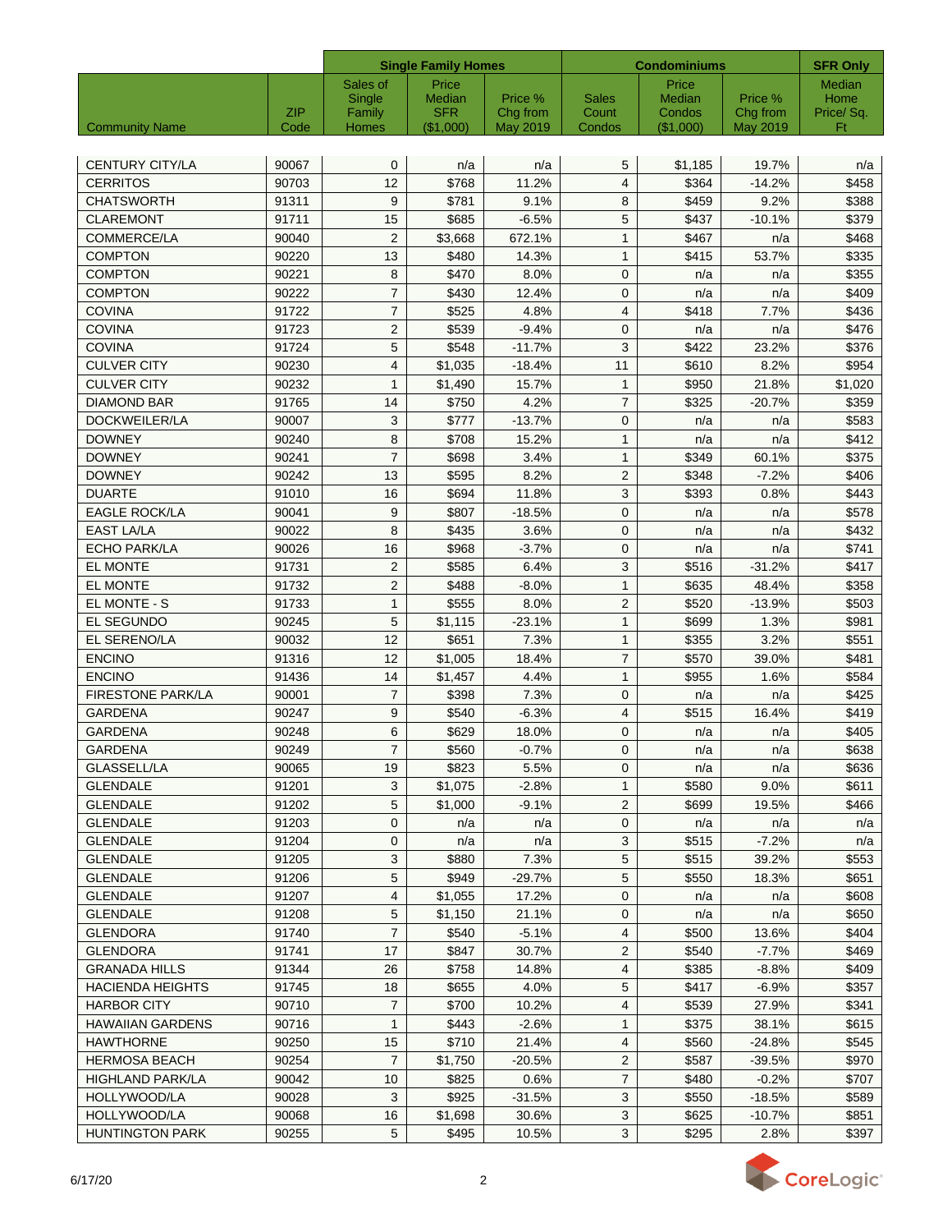| | | Single Family Homes | | | Condominiums | | | SFR Only |
|---|---|---|---|---|---|---|---|---|
| Community Name | ZIP Code | Sales of Single Family Homes | Price Median SFR ($1,000) | Price % Chg from May 2019 | Sales Count Condos | Price Median Condos ($1,000) | Price % Chg from May 2019 | Median Home Price/ Sq. Ft |
| CENTURY CITY/LA | 90067 | 0 | n/a | n/a | 5 | $1,185 | 19.7% | n/a |
| CERRITOS | 90703 | 12 | $768 | 11.2% | 4 | $364 | -14.2% | $458 |
| CHATSWORTH | 91311 | 9 | $781 | 9.1% | 8 | $459 | 9.2% | $388 |
| CLAREMONT | 91711 | 15 | $685 | -6.5% | 5 | $437 | -10.1% | $379 |
| COMMERCE/LA | 90040 | 2 | $3,668 | 672.1% | 1 | $467 | n/a | $468 |
| COMPTON | 90220 | 13 | $480 | 14.3% | 1 | $415 | 53.7% | $335 |
| COMPTON | 90221 | 8 | $470 | 8.0% | 0 | n/a | n/a | $355 |
| COMPTON | 90222 | 7 | $430 | 12.4% | 0 | n/a | n/a | $409 |
| COVINA | 91722 | 7 | $525 | 4.8% | 4 | $418 | 7.7% | $436 |
| COVINA | 91723 | 2 | $539 | -9.4% | 0 | n/a | n/a | $476 |
| COVINA | 91724 | 5 | $548 | -11.7% | 3 | $422 | 23.2% | $376 |
| CULVER CITY | 90230 | 4 | $1,035 | -18.4% | 11 | $610 | 8.2% | $954 |
| CULVER CITY | 90232 | 1 | $1,490 | 15.7% | 1 | $950 | 21.8% | $1,020 |
| DIAMOND BAR | 91765 | 14 | $750 | 4.2% | 7 | $325 | -20.7% | $359 |
| DOCKWEILER/LA | 90007 | 3 | $777 | -13.7% | 0 | n/a | n/a | $583 |
| DOWNEY | 90240 | 8 | $708 | 15.2% | 1 | n/a | n/a | $412 |
| DOWNEY | 90241 | 7 | $698 | 3.4% | 1 | $349 | 60.1% | $375 |
| DOWNEY | 90242 | 13 | $595 | 8.2% | 2 | $348 | -7.2% | $406 |
| DUARTE | 91010 | 16 | $694 | 11.8% | 3 | $393 | 0.8% | $443 |
| EAGLE ROCK/LA | 90041 | 9 | $807 | -18.5% | 0 | n/a | n/a | $578 |
| EAST LA/LA | 90022 | 8 | $435 | 3.6% | 0 | n/a | n/a | $432 |
| ECHO PARK/LA | 90026 | 16 | $968 | -3.7% | 0 | n/a | n/a | $741 |
| EL MONTE | 91731 | 2 | $585 | 6.4% | 3 | $516 | -31.2% | $417 |
| EL MONTE | 91732 | 2 | $488 | -8.0% | 1 | $635 | 48.4% | $358 |
| EL MONTE - S | 91733 | 1 | $555 | 8.0% | 2 | $520 | -13.9% | $503 |
| EL SEGUNDO | 90245 | 5 | $1,115 | -23.1% | 1 | $699 | 1.3% | $981 |
| EL SERENO/LA | 90032 | 12 | $651 | 7.3% | 1 | $355 | 3.2% | $551 |
| ENCINO | 91316 | 12 | $1,005 | 18.4% | 7 | $570 | 39.0% | $481 |
| ENCINO | 91436 | 14 | $1,457 | 4.4% | 1 | $955 | 1.6% | $584 |
| FIRESTONE PARK/LA | 90001 | 7 | $398 | 7.3% | 0 | n/a | n/a | $425 |
| GARDENA | 90247 | 9 | $540 | -6.3% | 4 | $515 | 16.4% | $419 |
| GARDENA | 90248 | 6 | $629 | 18.0% | 0 | n/a | n/a | $405 |
| GARDENA | 90249 | 7 | $560 | -0.7% | 0 | n/a | n/a | $638 |
| GLASSELL/LA | 90065 | 19 | $823 | 5.5% | 0 | n/a | n/a | $636 |
| GLENDALE | 91201 | 3 | $1,075 | -2.8% | 1 | $580 | 9.0% | $611 |
| GLENDALE | 91202 | 5 | $1,000 | -9.1% | 2 | $699 | 19.5% | $466 |
| GLENDALE | 91203 | 0 | n/a | n/a | 0 | n/a | n/a | n/a |
| GLENDALE | 91204 | 0 | n/a | n/a | 3 | $515 | -7.2% | n/a |
| GLENDALE | 91205 | 3 | $880 | 7.3% | 5 | $515 | 39.2% | $553 |
| GLENDALE | 91206 | 5 | $949 | -29.7% | 5 | $550 | 18.3% | $651 |
| GLENDALE | 91207 | 4 | $1,055 | 17.2% | 0 | n/a | n/a | $608 |
| GLENDALE | 91208 | 5 | $1,150 | 21.1% | 0 | n/a | n/a | $650 |
| GLENDORA | 91740 | 7 | $540 | -5.1% | 4 | $500 | 13.6% | $404 |
| GLENDORA | 91741 | 17 | $847 | 30.7% | 2 | $540 | -7.7% | $469 |
| GRANADA HILLS | 91344 | 26 | $758 | 14.8% | 4 | $385 | -8.8% | $409 |
| HACIENDA HEIGHTS | 91745 | 18 | $655 | 4.0% | 5 | $417 | -6.9% | $357 |
| HARBOR CITY | 90710 | 7 | $700 | 10.2% | 4 | $539 | 27.9% | $341 |
| HAWAIIAN GARDENS | 90716 | 1 | $443 | -2.6% | 1 | $375 | 38.1% | $615 |
| HAWTHORNE | 90250 | 15 | $710 | 21.4% | 4 | $560 | -24.8% | $545 |
| HERMOSA BEACH | 90254 | 7 | $1,750 | -20.5% | 2 | $587 | -39.5% | $970 |
| HIGHLAND PARK/LA | 90042 | 10 | $825 | 0.6% | 7 | $480 | -0.2% | $707 |
| HOLLYWOOD/LA | 90028 | 3 | $925 | -31.5% | 3 | $550 | -18.5% | $589 |
| HOLLYWOOD/LA | 90068 | 16 | $1,698 | 30.6% | 3 | $625 | -10.7% | $851 |
| HUNTINGTON PARK | 90255 | 5 | $495 | 10.5% | 3 | $295 | 2.8% | $397 |

6/17/20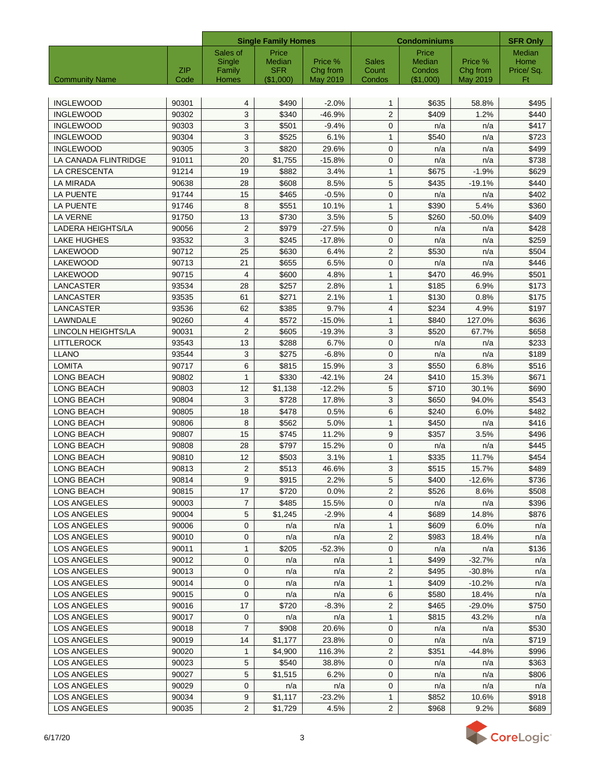| | | Single Family Homes | | | Condominiums | | | SFR Only |
|---|---|---|---|---|---|---|---|---|
| Community Name | ZIP Code | Sales of Single Family Homes | Price Median SFR ($1,000) | Price % Chg from May 2019 | Sales Count Condos | Price Median Condos ($1,000) | Price % Chg from May 2019 | Median Home Price/ Sq. Ft |
| INGLEWOOD | 90301 | 4 | $490 | -2.0% | 1 | $635 | 58.8% | $495 |
| INGLEWOOD | 90302 | 3 | $340 | -46.9% | 2 | $409 | 1.2% | $440 |
| INGLEWOOD | 90303 | 3 | $501 | -9.4% | 0 | n/a | n/a | $417 |
| INGLEWOOD | 90304 | 3 | $525 | 6.1% | 1 | $540 | n/a | $723 |
| INGLEWOOD | 90305 | 3 | $820 | 29.6% | 0 | n/a | n/a | $499 |
| LA CANADA FLINTRIDGE | 91011 | 20 | $1,755 | -15.8% | 0 | n/a | n/a | $738 |
| LA CRESCENTA | 91214 | 19 | $882 | 3.4% | 1 | $675 | -1.9% | $629 |
| LA MIRADA | 90638 | 28 | $608 | 8.5% | 5 | $435 | -19.1% | $440 |
| LA PUENTE | 91744 | 15 | $465 | -0.5% | 0 | n/a | n/a | $402 |
| LA PUENTE | 91746 | 8 | $551 | 10.1% | 1 | $390 | 5.4% | $360 |
| LA VERNE | 91750 | 13 | $730 | 3.5% | 5 | $260 | -50.0% | $409 |
| LADERA HEIGHTS/LA | 90056 | 2 | $979 | -27.5% | 0 | n/a | n/a | $428 |
| LAKE HUGHES | 93532 | 3 | $245 | -17.8% | 0 | n/a | n/a | $259 |
| LAKEWOOD | 90712 | 25 | $630 | 6.4% | 2 | $530 | n/a | $504 |
| LAKEWOOD | 90713 | 21 | $655 | 6.5% | 0 | n/a | n/a | $446 |
| LAKEWOOD | 90715 | 4 | $600 | 4.8% | 1 | $470 | 46.9% | $501 |
| LANCASTER | 93534 | 28 | $257 | 2.8% | 1 | $185 | 6.9% | $173 |
| LANCASTER | 93535 | 61 | $271 | 2.1% | 1 | $130 | 0.8% | $175 |
| LANCASTER | 93536 | 62 | $385 | 9.7% | 4 | $234 | 4.9% | $197 |
| LAWNDALE | 90260 | 4 | $572 | -15.0% | 1 | $840 | 127.0% | $636 |
| LINCOLN HEIGHTS/LA | 90031 | 2 | $605 | -19.3% | 3 | $520 | 67.7% | $658 |
| LITTLEROCK | 93543 | 13 | $288 | 6.7% | 0 | n/a | n/a | $233 |
| LLANO | 93544 | 3 | $275 | -6.8% | 0 | n/a | n/a | $189 |
| LOMITA | 90717 | 6 | $815 | 15.9% | 3 | $550 | 6.8% | $516 |
| LONG BEACH | 90802 | 1 | $330 | -42.1% | 24 | $410 | 15.3% | $671 |
| LONG BEACH | 90803 | 12 | $1,138 | -12.2% | 5 | $710 | 30.1% | $690 |
| LONG BEACH | 90804 | 3 | $728 | 17.8% | 3 | $650 | 94.0% | $543 |
| LONG BEACH | 90805 | 18 | $478 | 0.5% | 6 | $240 | 6.0% | $482 |
| LONG BEACH | 90806 | 8 | $562 | 5.0% | 1 | $450 | n/a | $416 |
| LONG BEACH | 90807 | 15 | $745 | 11.2% | 9 | $357 | 3.5% | $496 |
| LONG BEACH | 90808 | 28 | $797 | 15.2% | 0 | n/a | n/a | $445 |
| LONG BEACH | 90810 | 12 | $503 | 3.1% | 1 | $335 | 11.7% | $454 |
| LONG BEACH | 90813 | 2 | $513 | 46.6% | 3 | $515 | 15.7% | $489 |
| LONG BEACH | 90814 | 9 | $915 | 2.2% | 5 | $400 | -12.6% | $736 |
| LONG BEACH | 90815 | 17 | $720 | 0.0% | 2 | $526 | 8.6% | $508 |
| LOS ANGELES | 90003 | 7 | $485 | 15.5% | 0 | n/a | n/a | $396 |
| LOS ANGELES | 90004 | 5 | $1,245 | -2.9% | 4 | $689 | 14.8% | $876 |
| LOS ANGELES | 90006 | 0 | n/a | n/a | 1 | $609 | 6.0% | n/a |
| LOS ANGELES | 90010 | 0 | n/a | n/a | 2 | $983 | 18.4% | n/a |
| LOS ANGELES | 90011 | 1 | $205 | -52.3% | 0 | n/a | n/a | $136 |
| LOS ANGELES | 90012 | 0 | n/a | n/a | 1 | $499 | -32.7% | n/a |
| LOS ANGELES | 90013 | 0 | n/a | n/a | 2 | $495 | -30.8% | n/a |
| LOS ANGELES | 90014 | 0 | n/a | n/a | 1 | $409 | -10.2% | n/a |
| LOS ANGELES | 90015 | 0 | n/a | n/a | 6 | $580 | 18.4% | n/a |
| LOS ANGELES | 90016 | 17 | $720 | -8.3% | 2 | $465 | -29.0% | $750 |
| LOS ANGELES | 90017 | 0 | n/a | n/a | 1 | $815 | 43.2% | n/a |
| LOS ANGELES | 90018 | 7 | $908 | 20.6% | 0 | n/a | n/a | $530 |
| LOS ANGELES | 90019 | 14 | $1,177 | 23.8% | 0 | n/a | n/a | $719 |
| LOS ANGELES | 90020 | 1 | $4,900 | 116.3% | 2 | $351 | -44.8% | $996 |
| LOS ANGELES | 90023 | 5 | $540 | 38.8% | 0 | n/a | n/a | $363 |
| LOS ANGELES | 90027 | 5 | $1,515 | 6.2% | 0 | n/a | n/a | $806 |
| LOS ANGELES | 90029 | 0 | n/a | n/a | 0 | n/a | n/a | n/a |
| LOS ANGELES | 90034 | 9 | $1,117 | -23.2% | 1 | $852 | 10.6% | $918 |
| LOS ANGELES | 90035 | 2 | $1,729 | 4.5% | 2 | $968 | 9.2% | $689 |

6/17/20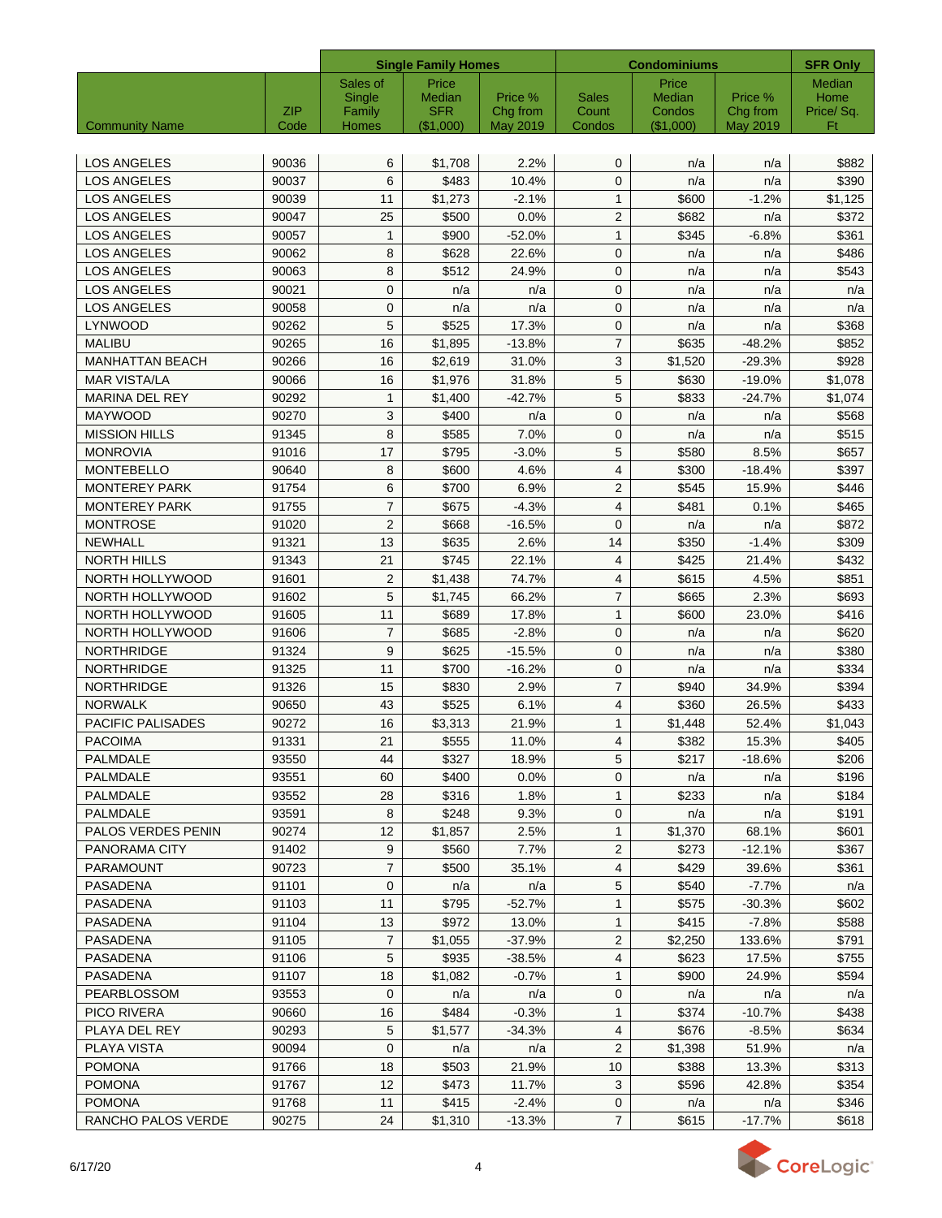| | | Single Family Homes | | | Condominiums | | | SFR Only |
|---|---|---|---|---|---|---|---|---|
| Community Name | ZIP Code | Sales of Single Family Homes | Price Median SFR ($1,000) | Price % Chg from May 2019 | Sales Count Condos | Price Median Condos ($1,000) | Price % Chg from May 2019 | Median Home Price/ Sq. Ft |
| LOS ANGELES | 90036 | 6 | $1,708 | 2.2% | 0 | n/a | n/a | $882 |
| LOS ANGELES | 90037 | 6 | $483 | 10.4% | 0 | n/a | n/a | $390 |
| LOS ANGELES | 90039 | 11 | $1,273 | -2.1% | 1 | $600 | -1.2% | $1,125 |
| LOS ANGELES | 90047 | 25 | $500 | 0.0% | 2 | $682 | n/a | $372 |
| LOS ANGELES | 90057 | 1 | $900 | -52.0% | 1 | $345 | -6.8% | $361 |
| LOS ANGELES | 90062 | 8 | $628 | 22.6% | 0 | n/a | n/a | $486 |
| LOS ANGELES | 90063 | 8 | $512 | 24.9% | 0 | n/a | n/a | $543 |
| LOS ANGELES | 90021 | 0 | n/a | n/a | 0 | n/a | n/a | n/a |
| LOS ANGELES | 90058 | 0 | n/a | n/a | 0 | n/a | n/a | n/a |
| LYNWOOD | 90262 | 5 | $525 | 17.3% | 0 | n/a | n/a | $368 |
| MALIBU | 90265 | 16 | $1,895 | -13.8% | 7 | $635 | -48.2% | $852 |
| MANHATTAN BEACH | 90266 | 16 | $2,619 | 31.0% | 3 | $1,520 | -29.3% | $928 |
| MAR VISTA/LA | 90066 | 16 | $1,976 | 31.8% | 5 | $630 | -19.0% | $1,078 |
| MARINA DEL REY | 90292 | 1 | $1,400 | -42.7% | 5 | $833 | -24.7% | $1,074 |
| MAYWOOD | 90270 | 3 | $400 | n/a | 0 | n/a | n/a | $568 |
| MISSION HILLS | 91345 | 8 | $585 | 7.0% | 0 | n/a | n/a | $515 |
| MONROVIA | 91016 | 17 | $795 | -3.0% | 5 | $580 | 8.5% | $657 |
| MONTEBELLO | 90640 | 8 | $600 | 4.6% | 4 | $300 | -18.4% | $397 |
| MONTEREY PARK | 91754 | 6 | $700 | 6.9% | 2 | $545 | 15.9% | $446 |
| MONTEREY PARK | 91755 | 7 | $675 | -4.3% | 4 | $481 | 0.1% | $465 |
| MONTROSE | 91020 | 2 | $668 | -16.5% | 0 | n/a | n/a | $872 |
| NEWHALL | 91321 | 13 | $635 | 2.6% | 14 | $350 | -1.4% | $309 |
| NORTH HILLS | 91343 | 21 | $745 | 22.1% | 4 | $425 | 21.4% | $432 |
| NORTH HOLLYWOOD | 91601 | 2 | $1,438 | 74.7% | 4 | $615 | 4.5% | $851 |
| NORTH HOLLYWOOD | 91602 | 5 | $1,745 | 66.2% | 7 | $665 | 2.3% | $693 |
| NORTH HOLLYWOOD | 91605 | 11 | $689 | 17.8% | 1 | $600 | 23.0% | $416 |
| NORTH HOLLYWOOD | 91606 | 7 | $685 | -2.8% | 0 | n/a | n/a | $620 |
| NORTHRIDGE | 91324 | 9 | $625 | -15.5% | 0 | n/a | n/a | $380 |
| NORTHRIDGE | 91325 | 11 | $700 | -16.2% | 0 | n/a | n/a | $334 |
| NORTHRIDGE | 91326 | 15 | $830 | 2.9% | 7 | $940 | 34.9% | $394 |
| NORWALK | 90650 | 43 | $525 | 6.1% | 4 | $360 | 26.5% | $433 |
| PACIFIC PALISADES | 90272 | 16 | $3,313 | 21.9% | 1 | $1,448 | 52.4% | $1,043 |
| PACOIMA | 91331 | 21 | $555 | 11.0% | 4 | $382 | 15.3% | $405 |
| PALMDALE | 93550 | 44 | $327 | 18.9% | 5 | $217 | -18.6% | $206 |
| PALMDALE | 93551 | 60 | $400 | 0.0% | 0 | n/a | n/a | $196 |
| PALMDALE | 93552 | 28 | $316 | 1.8% | 1 | $233 | n/a | $184 |
| PALMDALE | 93591 | 8 | $248 | 9.3% | 0 | n/a | n/a | $191 |
| PALOS VERDES PENIN | 90274 | 12 | $1,857 | 2.5% | 1 | $1,370 | 68.1% | $601 |
| PANORAMA CITY | 91402 | 9 | $560 | 7.7% | 2 | $273 | -12.1% | $367 |
| PARAMOUNT | 90723 | 7 | $500 | 35.1% | 4 | $429 | 39.6% | $361 |
| PASADENA | 91101 | 0 | n/a | n/a | 5 | $540 | -7.7% | n/a |
| PASADENA | 91103 | 11 | $795 | -52.7% | 1 | $575 | -30.3% | $602 |
| PASADENA | 91104 | 13 | $972 | 13.0% | 1 | $415 | -7.8% | $588 |
| PASADENA | 91105 | 7 | $1,055 | -37.9% | 2 | $2,250 | 133.6% | $791 |
| PASADENA | 91106 | 5 | $935 | -38.5% | 4 | $623 | 17.5% | $755 |
| PASADENA | 91107 | 18 | $1,082 | -0.7% | 1 | $900 | 24.9% | $594 |
| PEARBLOSSOM | 93553 | 0 | n/a | n/a | 0 | n/a | n/a | n/a |
| PICO RIVERA | 90660 | 16 | $484 | -0.3% | 1 | $374 | -10.7% | $438 |
| PLAYA DEL REY | 90293 | 5 | $1,577 | -34.3% | 4 | $676 | -8.5% | $634 |
| PLAYA VISTA | 90094 | 0 | n/a | n/a | 2 | $1,398 | 51.9% | n/a |
| POMONA | 91766 | 18 | $503 | 21.9% | 10 | $388 | 13.3% | $313 |
| POMONA | 91767 | 12 | $473 | 11.7% | 3 | $596 | 42.8% | $354 |
| POMONA | 91768 | 11 | $415 | -2.4% | 0 | n/a | n/a | $346 |
| RANCHO PALOS VERDE | 90275 | 24 | $1,310 | -13.3% | 7 | $615 | -17.7% | $618 |

6/17/20

CoreLogic®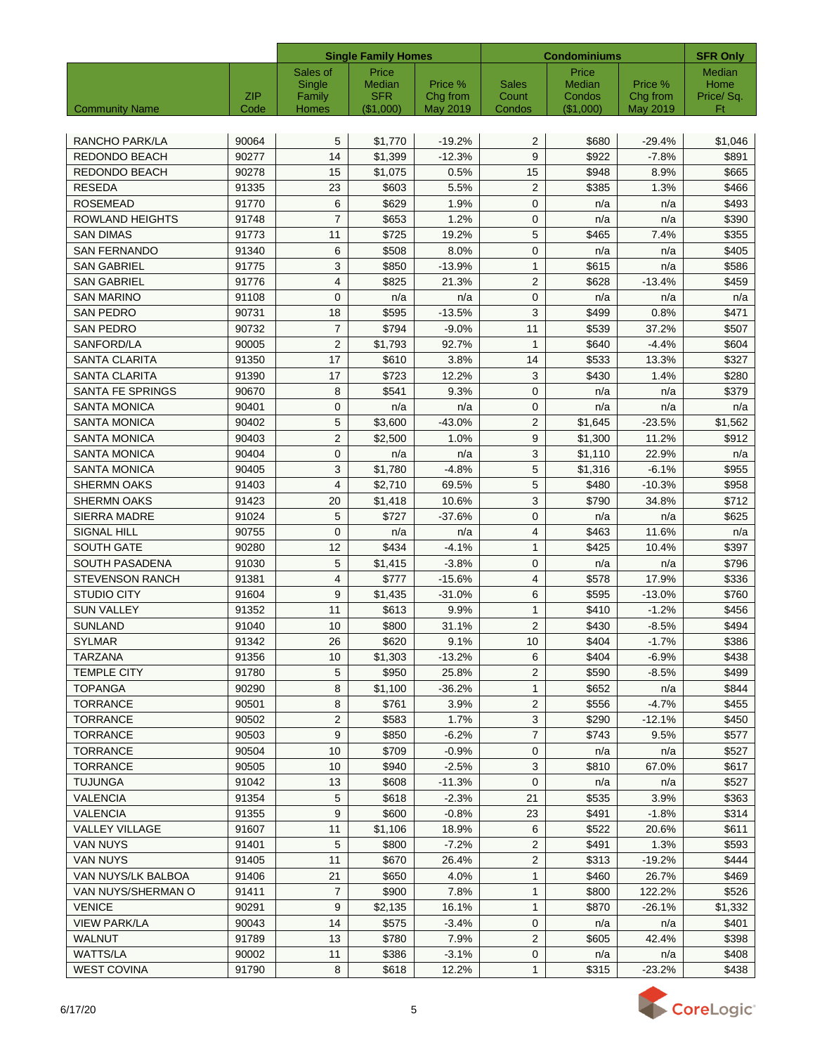| | | Single Family Homes | | | Condominiums | | | SFR Only |
|---|---|---|---|---|---|---|---|---|
| Community Name | ZIP Code | Sales of Single Family Homes | Price Median SFR ($1,000) | Price % Chg from May 2019 | Sales Count Condos | Price Median Condos ($1,000) | Price % Chg from May 2019 | Median Home Price/ Sq. Ft |
| RANCHO PARK/LA | 90064 | 5 | $1,770 | -19.2% | 2 | $680 | -29.4% | $1,046 |
| REDONDO BEACH | 90277 | 14 | $1,399 | -12.3% | 9 | $922 | -7.8% | $891 |
| REDONDO BEACH | 90278 | 15 | $1,075 | 0.5% | 15 | $948 | 8.9% | $665 |
| RESEDA | 91335 | 23 | $603 | 5.5% | 2 | $385 | 1.3% | $466 |
| ROSEMEAD | 91770 | 6 | $629 | 1.9% | 0 | n/a | n/a | $493 |
| ROWLAND HEIGHTS | 91748 | 7 | $653 | 1.2% | 0 | n/a | n/a | $390 |
| SAN DIMAS | 91773 | 11 | $725 | 19.2% | 5 | $465 | 7.4% | $355 |
| SAN FERNANDO | 91340 | 6 | $508 | 8.0% | 0 | n/a | n/a | $405 |
| SAN GABRIEL | 91775 | 3 | $850 | -13.9% | 1 | $615 | n/a | $586 |
| SAN GABRIEL | 91776 | 4 | $825 | 21.3% | 2 | $628 | -13.4% | $459 |
| SAN MARINO | 91108 | 0 | n/a | n/a | 0 | n/a | n/a | n/a |
| SAN PEDRO | 90731 | 18 | $595 | -13.5% | 3 | $499 | 0.8% | $471 |
| SAN PEDRO | 90732 | 7 | $794 | -9.0% | 11 | $539 | 37.2% | $507 |
| SANFORD/LA | 90005 | 2 | $1,793 | 92.7% | 1 | $640 | -4.4% | $604 |
| SANTA CLARITA | 91350 | 17 | $610 | 3.8% | 14 | $533 | 13.3% | $327 |
| SANTA CLARITA | 91390 | 17 | $723 | 12.2% | 3 | $430 | 1.4% | $280 |
| SANTA FE SPRINGS | 90670 | 8 | $541 | 9.3% | 0 | n/a | n/a | $379 |
| SANTA MONICA | 90401 | 0 | n/a | n/a | 0 | n/a | n/a | n/a |
| SANTA MONICA | 90402 | 5 | $3,600 | -43.0% | 2 | $1,645 | -23.5% | $1,562 |
| SANTA MONICA | 90403 | 2 | $2,500 | 1.0% | 9 | $1,300 | 11.2% | $912 |
| SANTA MONICA | 90404 | 0 | n/a | n/a | 3 | $1,110 | 22.9% | n/a |
| SANTA MONICA | 90405 | 3 | $1,780 | -4.8% | 5 | $1,316 | -6.1% | $955 |
| SHERMN OAKS | 91403 | 4 | $2,710 | 69.5% | 5 | $480 | -10.3% | $958 |
| SHERMN OAKS | 91423 | 20 | $1,418 | 10.6% | 3 | $790 | 34.8% | $712 |
| SIERRA MADRE | 91024 | 5 | $727 | -37.6% | 0 | n/a | n/a | $625 |
| SIGNAL HILL | 90755 | 0 | n/a | n/a | 4 | $463 | 11.6% | n/a |
| SOUTH GATE | 90280 | 12 | $434 | -4.1% | 1 | $425 | 10.4% | $397 |
| SOUTH PASADENA | 91030 | 5 | $1,415 | -3.8% | 0 | n/a | n/a | $796 |
| STEVENSON RANCH | 91381 | 4 | $777 | -15.6% | 4 | $578 | 17.9% | $336 |
| STUDIO CITY | 91604 | 9 | $1,435 | -31.0% | 6 | $595 | -13.0% | $760 |
| SUN VALLEY | 91352 | 11 | $613 | 9.9% | 1 | $410 | -1.2% | $456 |
| SUNLAND | 91040 | 10 | $800 | 31.1% | 2 | $430 | -8.5% | $494 |
| SYLMAR | 91342 | 26 | $620 | 9.1% | 10 | $404 | -1.7% | $386 |
| TARZANA | 91356 | 10 | $1,303 | -13.2% | 6 | $404 | -6.9% | $438 |
| TEMPLE CITY | 91780 | 5 | $950 | 25.8% | 2 | $590 | -8.5% | $499 |
| TOPANGA | 90290 | 8 | $1,100 | -36.2% | 1 | $652 | n/a | $844 |
| TORRANCE | 90501 | 8 | $761 | 3.9% | 2 | $556 | -4.7% | $455 |
| TORRANCE | 90502 | 2 | $583 | 1.7% | 3 | $290 | -12.1% | $450 |
| TORRANCE | 90503 | 9 | $850 | -6.2% | 7 | $743 | 9.5% | $577 |
| TORRANCE | 90504 | 10 | $709 | -0.9% | 0 | n/a | n/a | $527 |
| TORRANCE | 90505 | 10 | $940 | -2.5% | 3 | $810 | 67.0% | $617 |
| TUJUNGA | 91042 | 13 | $608 | -11.3% | 0 | n/a | n/a | $527 |
| VALENCIA | 91354 | 5 | $618 | -2.3% | 21 | $535 | 3.9% | $363 |
| VALENCIA | 91355 | 9 | $600 | -0.8% | 23 | $491 | -1.8% | $314 |
| VALLEY VILLAGE | 91607 | 11 | $1,106 | 18.9% | 6 | $522 | 20.6% | $611 |
| VAN NUYS | 91401 | 5 | $800 | -7.2% | 2 | $491 | 1.3% | $593 |
| VAN NUYS | 91405 | 11 | $670 | 26.4% | 2 | $313 | -19.2% | $444 |
| VAN NUYS/LK BALBOA | 91406 | 21 | $650 | 4.0% | 1 | $460 | 26.7% | $469 |
| VAN NUYS/SHERMAN O | 91411 | 7 | $900 | 7.8% | 1 | $800 | 122.2% | $526 |
| VENICE | 90291 | 9 | $2,135 | 16.1% | 1 | $870 | -26.1% | $1,332 |
| VIEW PARK/LA | 90043 | 14 | $575 | -3.4% | 0 | n/a | n/a | $401 |
| WALNUT | 91789 | 13 | $780 | 7.9% | 2 | $605 | 42.4% | $398 |
| WATTS/LA | 90002 | 11 | $386 | -3.1% | 0 | n/a | n/a | $408 |
| WEST COVINA | 91790 | 8 | $618 | 12.2% | 1 | $315 | -23.2% | $438 |

6/17/20

CoreLogic®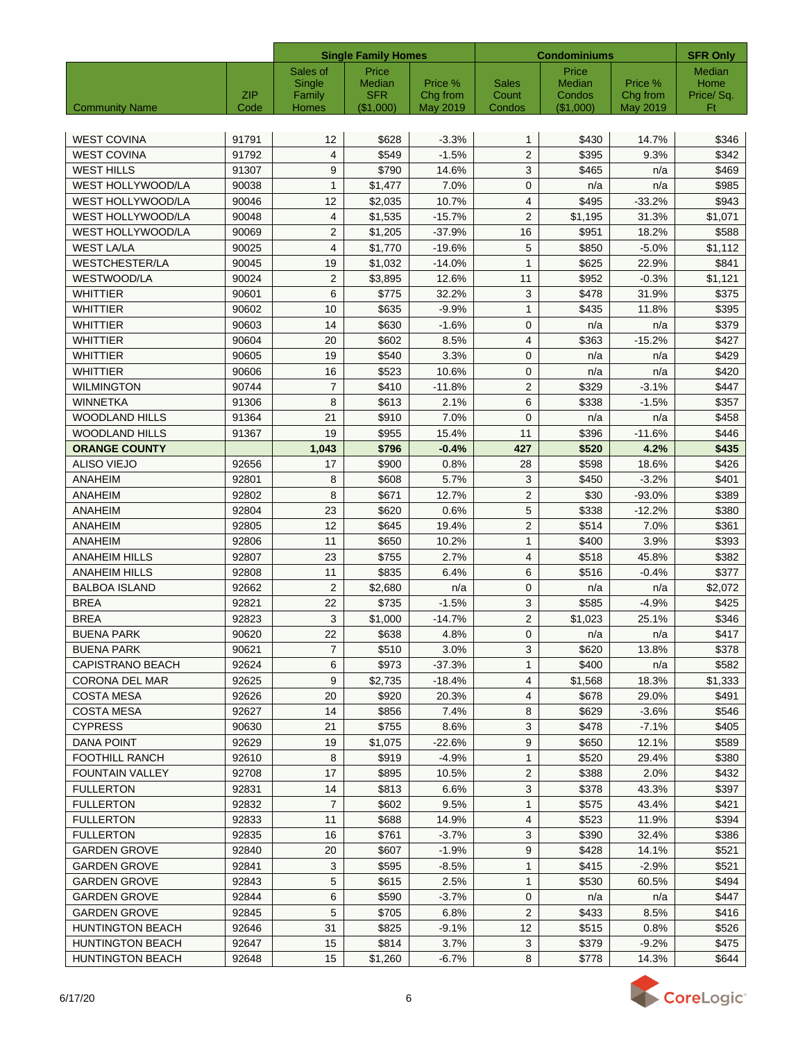| | | Single Family Homes | | | Condominiums | | | SFR Only |
|---|---|---|---|---|---|---|---|---|
| Community Name | ZIP Code | Sales of Single Family Homes | Price Median SFR ($1,000) | Price % Chg from May 2019 | Sales Count Condos | Price Median Condos ($1,000) | Price % Chg from May 2019 | Median Home Price/ Sq. Ft |
| WEST COVINA | 91791 | 12 | $628 | -3.3% | 1 | $430 | 14.7% | $346 |
| WEST COVINA | 91792 | 4 | $549 | -1.5% | 2 | $395 | 9.3% | $342 |
| WEST HILLS | 91307 | 9 | $790 | 14.6% | 3 | $465 | n/a | $469 |
| WEST HOLLYWOOD/LA | 90038 | 1 | $1,477 | 7.0% | 0 | n/a | n/a | $985 |
| WEST HOLLYWOOD/LA | 90046 | 12 | $2,035 | 10.7% | 4 | $495 | -33.2% | $943 |
| WEST HOLLYWOOD/LA | 90048 | 4 | $1,535 | -15.7% | 2 | $1,195 | 31.3% | $1,071 |
| WEST HOLLYWOOD/LA | 90069 | 2 | $1,205 | -37.9% | 16 | $951 | 18.2% | $588 |
| WEST LA/LA | 90025 | 4 | $1,770 | -19.6% | 5 | $850 | -5.0% | $1,112 |
| WESTCHESTER/LA | 90045 | 19 | $1,032 | -14.0% | 1 | $625 | 22.9% | $841 |
| WESTWOOD/LA | 90024 | 2 | $3,895 | 12.6% | 11 | $952 | -0.3% | $1,121 |
| WHITTIER | 90601 | 6 | $775 | 32.2% | 3 | $478 | 31.9% | $375 |
| WHITTIER | 90602 | 10 | $635 | -9.9% | 1 | $435 | 11.8% | $395 |
| WHITTIER | 90603 | 14 | $630 | -1.6% | 0 | n/a | n/a | $379 |
| WHITTIER | 90604 | 20 | $602 | 8.5% | 4 | $363 | -15.2% | $427 |
| WHITTIER | 90605 | 19 | $540 | 3.3% | 0 | n/a | n/a | $429 |
| WHITTIER | 90606 | 16 | $523 | 10.6% | 0 | n/a | n/a | $420 |
| WILMINGTON | 90744 | 7 | $410 | -11.8% | 2 | $329 | -3.1% | $447 |
| WINNETKA | 91306 | 8 | $613 | 2.1% | 6 | $338 | -1.5% | $357 |
| WOODLAND HILLS | 91364 | 21 | $910 | 7.0% | 0 | n/a | n/a | $458 |
| WOODLAND HILLS | 91367 | 19 | $955 | 15.4% | 11 | $396 | -11.6% | $446 |
| **ORANGE COUNTY** | | **1,043** | **$796** | **-0.4%** | **427** | **$520** | **4.2%** | **$435** |
| ALISO VIEJO | 92656 | 17 | $900 | 0.8% | 28 | $598 | 18.6% | $426 |
| ANAHEIM | 92801 | 8 | $608 | 5.7% | 3 | $450 | -3.2% | $401 |
| ANAHEIM | 92802 | 8 | $671 | 12.7% | 2 | $30 | -93.0% | $389 |
| ANAHEIM | 92804 | 23 | $620 | 0.6% | 5 | $338 | -12.2% | $380 |
| ANAHEIM | 92805 | 12 | $645 | 19.4% | 2 | $514 | 7.0% | $361 |
| ANAHEIM | 92806 | 11 | $650 | 10.2% | 1 | $400 | 3.9% | $393 |
| ANAHEIM HILLS | 92807 | 23 | $755 | 2.7% | 4 | $518 | 45.8% | $382 |
| ANAHEIM HILLS | 92808 | 11 | $835 | 6.4% | 6 | $516 | -0.4% | $377 |
| BALBOA ISLAND | 92662 | 2 | $2,680 | n/a | 0 | n/a | n/a | $2,072 |
| BREA | 92821 | 22 | $735 | -1.5% | 3 | $585 | -4.9% | $425 |
| BREA | 92823 | 3 | $1,000 | -14.7% | 2 | $1,023 | 25.1% | $346 |
| BUENA PARK | 90620 | 22 | $638 | 4.8% | 0 | n/a | n/a | $417 |
| BUENA PARK | 90621 | 7 | $510 | 3.0% | 3 | $620 | 13.8% | $378 |
| CAPISTRANO BEACH | 92624 | 6 | $973 | -37.3% | 1 | $400 | n/a | $582 |
| CORONA DEL MAR | 92625 | 9 | $2,735 | -18.4% | 4 | $1,568 | 18.3% | $1,333 |
| COSTA MESA | 92626 | 20 | $920 | 20.3% | 4 | $678 | 29.0% | $491 |
| COSTA MESA | 92627 | 14 | $856 | 7.4% | 8 | $629 | -3.6% | $546 |
| CYPRESS | 90630 | 21 | $755 | 8.6% | 3 | $478 | -7.1% | $405 |
| DANA POINT | 92629 | 19 | $1,075 | -22.6% | 9 | $650 | 12.1% | $589 |
| FOOTHILL RANCH | 92610 | 8 | $919 | -4.9% | 1 | $520 | 29.4% | $380 |
| FOUNTAIN VALLEY | 92708 | 17 | $895 | 10.5% | 2 | $388 | 2.0% | $432 |
| FULLERTON | 92831 | 14 | $813 | 6.6% | 3 | $378 | 43.3% | $397 |
| FULLERTON | 92832 | 7 | $602 | 9.5% | 1 | $575 | 43.4% | $421 |
| FULLERTON | 92833 | 11 | $688 | 14.9% | 4 | $523 | 11.9% | $394 |
| FULLERTON | 92835 | 16 | $761 | -3.7% | 3 | $390 | 32.4% | $386 |
| GARDEN GROVE | 92840 | 20 | $607 | -1.9% | 9 | $428 | 14.1% | $521 |
| GARDEN GROVE | 92841 | 3 | $595 | -8.5% | 1 | $415 | -2.9% | $521 |
| GARDEN GROVE | 92843 | 5 | $615 | 2.5% | 1 | $530 | 60.5% | $494 |
| GARDEN GROVE | 92844 | 6 | $590 | -3.7% | 0 | n/a | n/a | $447 |
| GARDEN GROVE | 92845 | 5 | $705 | 6.8% | 2 | $433 | 8.5% | $416 |
| HUNTINGTON BEACH | 92646 | 31 | $825 | -9.1% | 12 | $515 | 0.8% | $526 |
| HUNTINGTON BEACH | 92647 | 15 | $814 | 3.7% | 3 | $379 | -9.2% | $475 |
| HUNTINGTON BEACH | 92648 | 15 | $1,260 | -6.7% | 8 | $778 | 14.3% | $644 |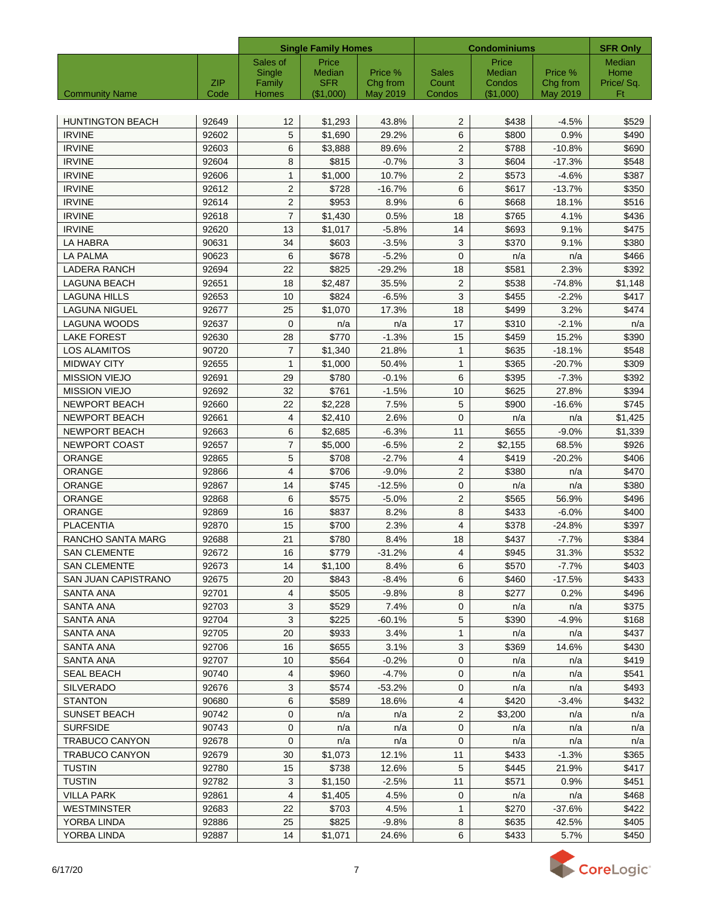| Community Name | ZIP Code | Single Family Homes: Sales of Single Family Homes | Single Family Homes: Price Median SFR ($1,000) | Single Family Homes: Price % Chg from May 2019 | Condominiums: Sales Count Condos | Condominiums: Price Median Condos ($1,000) | Condominiums: Price % Chg from May 2019 | SFR Only: Median Home Price/ Sq. Ft |
|---|---|---|---|---|---|---|---|---|
| HUNTINGTON BEACH | 92649 | 12 | $1,293 | 43.8% | 2 | $438 | -4.5% | $529 |
| IRVINE | 92602 | 5 | $1,690 | 29.2% | 6 | $800 | 0.9% | $490 |
| IRVINE | 92603 | 6 | $3,888 | 89.6% | 2 | $788 | -10.8% | $690 |
| IRVINE | 92604 | 8 | $815 | -0.7% | 3 | $604 | -17.3% | $548 |
| IRVINE | 92606 | 1 | $1,000 | 10.7% | 2 | $573 | -4.6% | $387 |
| IRVINE | 92612 | 2 | $728 | -16.7% | 6 | $617 | -13.7% | $350 |
| IRVINE | 92614 | 2 | $953 | 8.9% | 6 | $668 | 18.1% | $516 |
| IRVINE | 92618 | 7 | $1,430 | 0.5% | 18 | $765 | 4.1% | $436 |
| IRVINE | 92620 | 13 | $1,017 | -5.8% | 14 | $693 | 9.1% | $475 |
| LA HABRA | 90631 | 34 | $603 | -3.5% | 3 | $370 | 9.1% | $380 |
| LA PALMA | 90623 | 6 | $678 | -5.2% | 0 | n/a | n/a | $466 |
| LADERA RANCH | 92694 | 22 | $825 | -29.2% | 18 | $581 | 2.3% | $392 |
| LAGUNA BEACH | 92651 | 18 | $2,487 | 35.5% | 2 | $538 | -74.8% | $1,148 |
| LAGUNA HILLS | 92653 | 10 | $824 | -6.5% | 3 | $455 | -2.2% | $417 |
| LAGUNA NIGUEL | 92677 | 25 | $1,070 | 17.3% | 18 | $499 | 3.2% | $474 |
| LAGUNA WOODS | 92637 | 0 | n/a | n/a | 17 | $310 | -2.1% | n/a |
| LAKE FOREST | 92630 | 28 | $770 | -1.3% | 15 | $459 | 15.2% | $390 |
| LOS ALAMITOS | 90720 | 7 | $1,340 | 21.8% | 1 | $635 | -18.1% | $548 |
| MIDWAY CITY | 92655 | 1 | $1,000 | 50.4% | 1 | $365 | -20.7% | $309 |
| MISSION VIEJO | 92691 | 29 | $780 | -0.1% | 6 | $395 | -7.3% | $392 |
| MISSION VIEJO | 92692 | 32 | $761 | -1.5% | 10 | $625 | 27.8% | $394 |
| NEWPORT BEACH | 92660 | 22 | $2,228 | 7.5% | 5 | $900 | -16.6% | $745 |
| NEWPORT BEACH | 92661 | 4 | $2,410 | 2.6% | 0 | n/a | n/a | $1,425 |
| NEWPORT BEACH | 92663 | 6 | $2,685 | -6.3% | 11 | $655 | -9.0% | $1,339 |
| NEWPORT COAST | 92657 | 7 | $5,000 | -6.5% | 2 | $2,155 | 68.5% | $926 |
| ORANGE | 92865 | 5 | $708 | -2.7% | 4 | $419 | -20.2% | $406 |
| ORANGE | 92866 | 4 | $706 | -9.0% | 2 | $380 | n/a | $470 |
| ORANGE | 92867 | 14 | $745 | -12.5% | 0 | n/a | n/a | $380 |
| ORANGE | 92868 | 6 | $575 | -5.0% | 2 | $565 | 56.9% | $496 |
| ORANGE | 92869 | 16 | $837 | 8.2% | 8 | $433 | -6.0% | $400 |
| PLACENTIA | 92870 | 15 | $700 | 2.3% | 4 | $378 | -24.8% | $397 |
| RANCHO SANTA MARG | 92688 | 21 | $780 | 8.4% | 18 | $437 | -7.7% | $384 |
| SAN CLEMENTE | 92672 | 16 | $779 | -31.2% | 4 | $945 | 31.3% | $532 |
| SAN CLEMENTE | 92673 | 14 | $1,100 | 8.4% | 6 | $570 | -7.7% | $403 |
| SAN JUAN CAPISTRANO | 92675 | 20 | $843 | -8.4% | 6 | $460 | -17.5% | $433 |
| SANTA ANA | 92701 | 4 | $505 | -9.8% | 8 | $277 | 0.2% | $496 |
| SANTA ANA | 92703 | 3 | $529 | 7.4% | 0 | n/a | n/a | $375 |
| SANTA ANA | 92704 | 3 | $225 | -60.1% | 5 | $390 | -4.9% | $168 |
| SANTA ANA | 92705 | 20 | $933 | 3.4% | 1 | n/a | n/a | $437 |
| SANTA ANA | 92706 | 16 | $655 | 3.1% | 3 | $369 | 14.6% | $430 |
| SANTA ANA | 92707 | 10 | $564 | -0.2% | 0 | n/a | n/a | $419 |
| SEAL BEACH | 90740 | 4 | $960 | -4.7% | 0 | n/a | n/a | $541 |
| SILVERADO | 92676 | 3 | $574 | -53.2% | 0 | n/a | n/a | $493 |
| STANTON | 90680 | 6 | $589 | 18.6% | 4 | $420 | -3.4% | $432 |
| SUNSET BEACH | 90742 | 0 | n/a | n/a | 2 | $3,200 | n/a | n/a |
| SURFSIDE | 90743 | 0 | n/a | n/a | 0 | n/a | n/a | n/a |
| TRABUCO CANYON | 92678 | 0 | n/a | n/a | 0 | n/a | n/a | n/a |
| TRABUCO CANYON | 92679 | 30 | $1,073 | 12.1% | 11 | $433 | -1.3% | $365 |
| TUSTIN | 92780 | 15 | $738 | 12.6% | 5 | $445 | 21.9% | $417 |
| TUSTIN | 92782 | 3 | $1,150 | -2.5% | 11 | $571 | 0.9% | $451 |
| VILLA PARK | 92861 | 4 | $1,405 | 4.5% | 0 | n/a | n/a | $468 |
| WESTMINSTER | 92683 | 22 | $703 | 4.5% | 1 | $270 | -37.6% | $422 |
| YORBA LINDA | 92886 | 25 | $825 | -9.8% | 8 | $635 | 42.5% | $405 |
| YORBA LINDA | 92887 | 14 | $1,071 | 24.6% | 6 | $433 | 5.7% | $450 |

6/17/20

CoreLogic®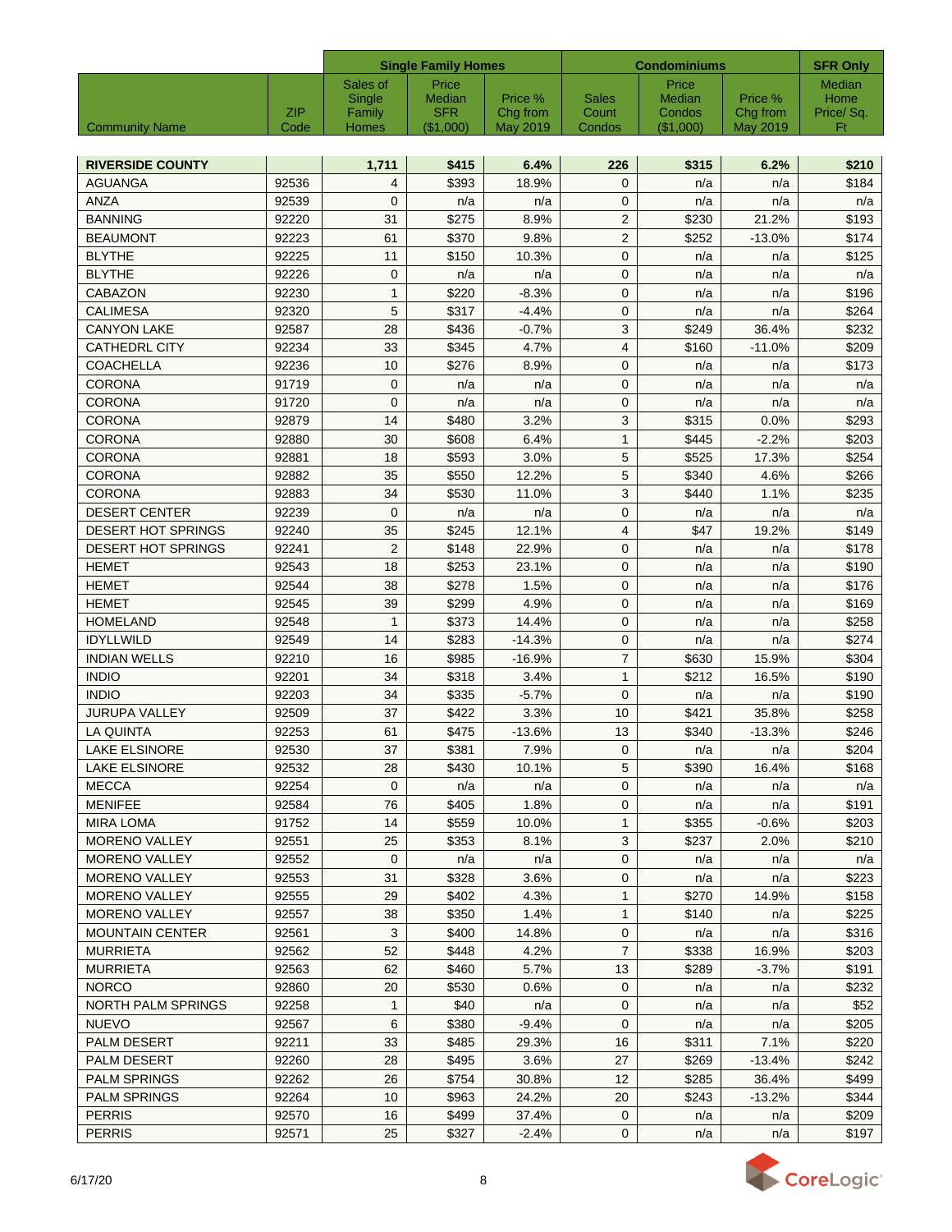| Community Name | ZIP Code | Single Family Homes | | | Condominiums | | | SFR Only |
|---|---|---|---|---|---|---|---|---|
| | | Sales of Single Family Homes | Price Median SFR ($1,000) | Price % Chg from May 2019 | Sales Count Condos | Price Median Condos ($1,000) | Price % Chg from May 2019 | Median Home Price/ Sq. Ft |
| **RIVERSIDE COUNTY** | | **1,711** | **$415** | **6.4%** | **226** | **$315** | **6.2%** | **$210** |
| AGUANGA | 92536 | 4 | $393 | 18.9% | 0 | n/a | n/a | $184 |
| ANZA | 92539 | 0 | n/a | n/a | 0 | n/a | n/a | n/a |
| BANNING | 92220 | 31 | $275 | 8.9% | 2 | $230 | 21.2% | $193 |
| BEAUMONT | 92223 | 61 | $370 | 9.8% | 2 | $252 | -13.0% | $174 |
| BLYTHE | 92225 | 11 | $150 | 10.3% | 0 | n/a | n/a | $125 |
| BLYTHE | 92226 | 0 | n/a | n/a | 0 | n/a | n/a | n/a |
| CABAZON | 92230 | 1 | $220 | -8.3% | 0 | n/a | n/a | $196 |
| CALIMESA | 92320 | 5 | $317 | -4.4% | 0 | n/a | n/a | $264 |
| CANYON LAKE | 92587 | 28 | $436 | -0.7% | 3 | $249 | 36.4% | $232 |
| CATHEDRL CITY | 92234 | 33 | $345 | 4.7% | 4 | $160 | -11.0% | $209 |
| COACHELLA | 92236 | 10 | $276 | 8.9% | 0 | n/a | n/a | $173 |
| CORONA | 91719 | 0 | n/a | n/a | 0 | n/a | n/a | n/a |
| CORONA | 91720 | 0 | n/a | n/a | 0 | n/a | n/a | n/a |
| CORONA | 92879 | 14 | $480 | 3.2% | 3 | $315 | 0.0% | $293 |
| CORONA | 92880 | 30 | $608 | 6.4% | 1 | $445 | -2.2% | $203 |
| CORONA | 92881 | 18 | $593 | 3.0% | 5 | $525 | 17.3% | $254 |
| CORONA | 92882 | 35 | $550 | 12.2% | 5 | $340 | 4.6% | $266 |
| CORONA | 92883 | 34 | $530 | 11.0% | 3 | $440 | 1.1% | $235 |
| DESERT CENTER | 92239 | 0 | n/a | n/a | 0 | n/a | n/a | n/a |
| DESERT HOT SPRINGS | 92240 | 35 | $245 | 12.1% | 4 | $47 | 19.2% | $149 |
| DESERT HOT SPRINGS | 92241 | 2 | $148 | 22.9% | 0 | n/a | n/a | $178 |
| HEMET | 92543 | 18 | $253 | 23.1% | 0 | n/a | n/a | $190 |
| HEMET | 92544 | 38 | $278 | 1.5% | 0 | n/a | n/a | $176 |
| HEMET | 92545 | 39 | $299 | 4.9% | 0 | n/a | n/a | $169 |
| HOMELAND | 92548 | 1 | $373 | 14.4% | 0 | n/a | n/a | $258 |
| IDYLLWILD | 92549 | 14 | $283 | -14.3% | 0 | n/a | n/a | $274 |
| INDIAN WELLS | 92210 | 16 | $985 | -16.9% | 7 | $630 | 15.9% | $304 |
| INDIO | 92201 | 34 | $318 | 3.4% | 1 | $212 | 16.5% | $190 |
| INDIO | 92203 | 34 | $335 | -5.7% | 0 | n/a | n/a | $190 |
| JURUPA VALLEY | 92509 | 37 | $422 | 3.3% | 10 | $421 | 35.8% | $258 |
| LA QUINTA | 92253 | 61 | $475 | -13.6% | 13 | $340 | -13.3% | $246 |
| LAKE ELSINORE | 92530 | 37 | $381 | 7.9% | 0 | n/a | n/a | $204 |
| LAKE ELSINORE | 92532 | 28 | $430 | 10.1% | 5 | $390 | 16.4% | $168 |
| MECCA | 92254 | 0 | n/a | n/a | 0 | n/a | n/a | n/a |
| MENIFEE | 92584 | 76 | $405 | 1.8% | 0 | n/a | n/a | $191 |
| MIRA LOMA | 91752 | 14 | $559 | 10.0% | 1 | $355 | -0.6% | $203 |
| MORENO VALLEY | 92551 | 25 | $353 | 8.1% | 3 | $237 | 2.0% | $210 |
| MORENO VALLEY | 92552 | 0 | n/a | n/a | 0 | n/a | n/a | n/a |
| MORENO VALLEY | 92553 | 31 | $328 | 3.6% | 0 | n/a | n/a | $223 |
| MORENO VALLEY | 92555 | 29 | $402 | 4.3% | 1 | $270 | 14.9% | $158 |
| MORENO VALLEY | 92557 | 38 | $350 | 1.4% | 1 | $140 | n/a | $225 |
| MOUNTAIN CENTER | 92561 | 3 | $400 | 14.8% | 0 | n/a | n/a | $316 |
| MURRIETA | 92562 | 52 | $448 | 4.2% | 7 | $338 | 16.9% | $203 |
| MURRIETA | 92563 | 62 | $460 | 5.7% | 13 | $289 | -3.7% | $191 |
| NORCO | 92860 | 20 | $530 | 0.6% | 0 | n/a | n/a | $232 |
| NORTH PALM SPRINGS | 92258 | 1 | $40 | n/a | 0 | n/a | n/a | $52 |
| NUEVO | 92567 | 6 | $380 | -9.4% | 0 | n/a | n/a | $205 |
| PALM DESERT | 92211 | 33 | $485 | 29.3% | 16 | $311 | 7.1% | $220 |
| PALM DESERT | 92260 | 28 | $495 | 3.6% | 27 | $269 | -13.4% | $242 |
| PALM SPRINGS | 92262 | 26 | $754 | 30.8% | 12 | $285 | 36.4% | $499 |
| PALM SPRINGS | 92264 | 10 | $963 | 24.2% | 20 | $243 | -13.2% | $344 |
| PERRIS | 92570 | 16 | $499 | 37.4% | 0 | n/a | n/a | $209 |
| PERRIS | 92571 | 25 | $327 | -2.4% | 0 | n/a | n/a | $197 |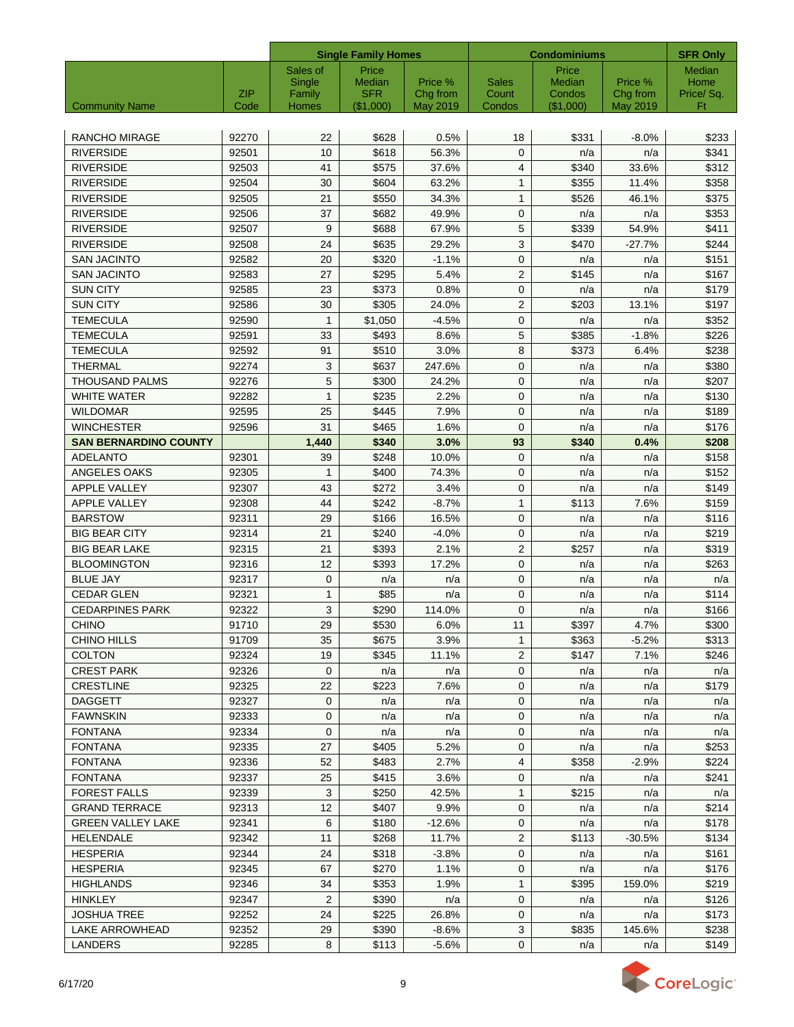| | | Single Family Homes | | | Condominiums | | | SFR Only |
|---|---|---|---|---|---|---|---|---|
| Community Name | ZIP Code | Sales of Single Family Homes | Price Median SFR ($1,000) | Price % Chg from May 2019 | Sales Count Condos | Price Median Condos ($1,000) | Price % Chg from May 2019 | Median Home Price/ Sq. Ft |
| RANCHO MIRAGE | 92270 | 22 | $628 | 0.5% | 18 | $331 | -8.0% | $233 |
| RIVERSIDE | 92501 | 10 | $618 | 56.3% | 0 | n/a | n/a | $341 |
| RIVERSIDE | 92503 | 41 | $575 | 37.6% | 4 | $340 | 33.6% | $312 |
| RIVERSIDE | 92504 | 30 | $604 | 63.2% | 1 | $355 | 11.4% | $358 |
| RIVERSIDE | 92505 | 21 | $550 | 34.3% | 1 | $526 | 46.1% | $375 |
| RIVERSIDE | 92506 | 37 | $682 | 49.9% | 0 | n/a | n/a | $353 |
| RIVERSIDE | 92507 | 9 | $688 | 67.9% | 5 | $339 | 54.9% | $411 |
| RIVERSIDE | 92508 | 24 | $635 | 29.2% | 3 | $470 | -27.7% | $244 |
| SAN JACINTO | 92582 | 20 | $320 | -1.1% | 0 | n/a | n/a | $151 |
| SAN JACINTO | 92583 | 27 | $295 | 5.4% | 2 | $145 | n/a | $167 |
| SUN CITY | 92585 | 23 | $373 | 0.8% | 0 | n/a | n/a | $179 |
| SUN CITY | 92586 | 30 | $305 | 24.0% | 2 | $203 | 13.1% | $197 |
| TEMECULA | 92590 | 1 | $1,050 | -4.5% | 0 | n/a | n/a | $352 |
| TEMECULA | 92591 | 33 | $493 | 8.6% | 5 | $385 | -1.8% | $226 |
| TEMECULA | 92592 | 91 | $510 | 3.0% | 8 | $373 | 6.4% | $238 |
| THERMAL | 92274 | 3 | $637 | 247.6% | 0 | n/a | n/a | $380 |
| THOUSAND PALMS | 92276 | 5 | $300 | 24.2% | 0 | n/a | n/a | $207 |
| WHITE WATER | 92282 | 1 | $235 | 2.2% | 0 | n/a | n/a | $130 |
| WILDOMAR | 92595 | 25 | $445 | 7.9% | 0 | n/a | n/a | $189 |
| WINCHESTER | 92596 | 31 | $465 | 1.6% | 0 | n/a | n/a | $176 |
| **SAN BERNARDINO COUNTY** | | **1,440** | **$340** | **3.0%** | **93** | **$340** | **0.4%** | **$208** |
| ADELANTO | 92301 | 39 | $248 | 10.0% | 0 | n/a | n/a | $158 |
| ANGELES OAKS | 92305 | 1 | $400 | 74.3% | 0 | n/a | n/a | $152 |
| APPLE VALLEY | 92307 | 43 | $272 | 3.4% | 0 | n/a | n/a | $149 |
| APPLE VALLEY | 92308 | 44 | $242 | -8.7% | 1 | $113 | 7.6% | $159 |
| BARSTOW | 92311 | 29 | $166 | 16.5% | 0 | n/a | n/a | $116 |
| BIG BEAR CITY | 92314 | 21 | $240 | -4.0% | 0 | n/a | n/a | $219 |
| BIG BEAR LAKE | 92315 | 21 | $393 | 2.1% | 2 | $257 | n/a | $319 |
| BLOOMINGTON | 92316 | 12 | $393 | 17.2% | 0 | n/a | n/a | $263 |
| BLUE JAY | 92317 | 0 | n/a | n/a | 0 | n/a | n/a | n/a |
| CEDAR GLEN | 92321 | 1 | $85 | n/a | 0 | n/a | n/a | $114 |
| CEDARPINES PARK | 92322 | 3 | $290 | 114.0% | 0 | n/a | n/a | $166 |
| CHINO | 91710 | 29 | $530 | 6.0% | 11 | $397 | 4.7% | $300 |
| CHINO HILLS | 91709 | 35 | $675 | 3.9% | 1 | $363 | -5.2% | $313 |
| COLTON | 92324 | 19 | $345 | 11.1% | 2 | $147 | 7.1% | $246 |
| CREST PARK | 92326 | 0 | n/a | n/a | 0 | n/a | n/a | n/a |
| CRESTLINE | 92325 | 22 | $223 | 7.6% | 0 | n/a | n/a | $179 |
| DAGGETT | 92327 | 0 | n/a | n/a | 0 | n/a | n/a | n/a |
| FAWNSKIN | 92333 | 0 | n/a | n/a | 0 | n/a | n/a | n/a |
| FONTANA | 92334 | 0 | n/a | n/a | 0 | n/a | n/a | n/a |
| FONTANA | 92335 | 27 | $405 | 5.2% | 0 | n/a | n/a | $253 |
| FONTANA | 92336 | 52 | $483 | 2.7% | 4 | $358 | -2.9% | $224 |
| FONTANA | 92337 | 25 | $415 | 3.6% | 0 | n/a | n/a | $241 |
| FOREST FALLS | 92339 | 3 | $250 | 42.5% | 1 | $215 | n/a | n/a |
| GRAND TERRACE | 92313 | 12 | $407 | 9.9% | 0 | n/a | n/a | $214 |
| GREEN VALLEY LAKE | 92341 | 6 | $180 | -12.6% | 0 | n/a | n/a | $178 |
| HELENDALE | 92342 | 11 | $268 | 11.7% | 2 | $113 | -30.5% | $134 |
| HESPERIA | 92344 | 24 | $318 | -3.8% | 0 | n/a | n/a | $161 |
| HESPERIA | 92345 | 67 | $270 | 1.1% | 0 | n/a | n/a | $176 |
| HIGHLANDS | 92346 | 34 | $353 | 1.9% | 1 | $395 | 159.0% | $219 |
| HINKLEY | 92347 | 2 | $390 | n/a | 0 | n/a | n/a | $126 |
| JOSHUA TREE | 92252 | 24 | $225 | 26.8% | 0 | n/a | n/a | $173 |
| LAKE ARROWHEAD | 92352 | 29 | $390 | -8.6% | 3 | $835 | 145.6% | $238 |
| LANDERS | 92285 | 8 | $113 | -5.6% | 0 | n/a | n/a | $149 |

6/17/20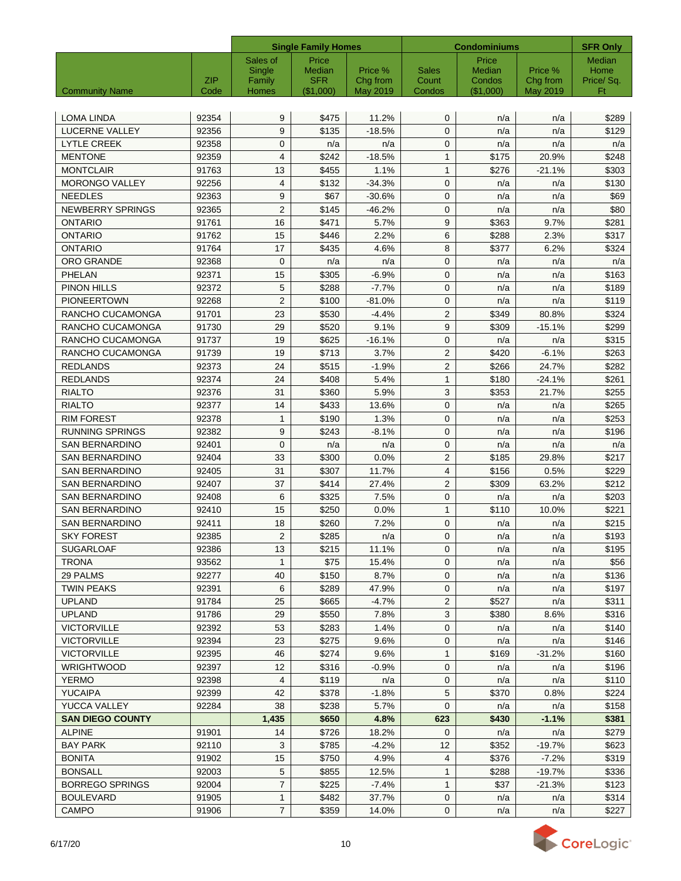| | | Single Family Homes | | | Condominiums | | | SFR Only |
|---|---|---|---|---|---|---|---|---|
| Community Name | ZIP Code | Sales of Single Family Homes | Price Median SFR ($1,000) | Price % Chg from May 2019 | Sales Count Condos | Price Median Condos ($1,000) | Price % Chg from May 2019 | Median Home Price/ Sq. Ft |
| LOMA LINDA | 92354 | 9 | $475 | 11.2% | 0 | n/a | n/a | $289 |
| LUCERNE VALLEY | 92356 | 9 | $135 | -18.5% | 0 | n/a | n/a | $129 |
| LYTLE CREEK | 92358 | 0 | n/a | n/a | 0 | n/a | n/a | n/a |
| MENTONE | 92359 | 4 | $242 | -18.5% | 1 | $175 | 20.9% | $248 |
| MONTCLAIR | 91763 | 13 | $455 | 1.1% | 1 | $276 | -21.1% | $303 |
| MORONGO VALLEY | 92256 | 4 | $132 | -34.3% | 0 | n/a | n/a | $130 |
| NEEDLES | 92363 | 9 | $67 | -30.6% | 0 | n/a | n/a | $69 |
| NEWBERRY SPRINGS | 92365 | 2 | $145 | -46.2% | 0 | n/a | n/a | $80 |
| ONTARIO | 91761 | 16 | $471 | 5.7% | 9 | $363 | 9.7% | $281 |
| ONTARIO | 91762 | 15 | $446 | 2.2% | 6 | $288 | 2.3% | $317 |
| ONTARIO | 91764 | 17 | $435 | 4.6% | 8 | $377 | 6.2% | $324 |
| ORO GRANDE | 92368 | 0 | n/a | n/a | 0 | n/a | n/a | n/a |
| PHELAN | 92371 | 15 | $305 | -6.9% | 0 | n/a | n/a | $163 |
| PINON HILLS | 92372 | 5 | $288 | -7.7% | 0 | n/a | n/a | $189 |
| PIONEERTOWN | 92268 | 2 | $100 | -81.0% | 0 | n/a | n/a | $119 |
| RANCHO CUCAMONGA | 91701 | 23 | $530 | -4.4% | 2 | $349 | 80.8% | $324 |
| RANCHO CUCAMONGA | 91730 | 29 | $520 | 9.1% | 9 | $309 | -15.1% | $299 |
| RANCHO CUCAMONGA | 91737 | 19 | $625 | -16.1% | 0 | n/a | n/a | $315 |
| RANCHO CUCAMONGA | 91739 | 19 | $713 | 3.7% | 2 | $420 | -6.1% | $263 |
| REDLANDS | 92373 | 24 | $515 | -1.9% | 2 | $266 | 24.7% | $282 |
| REDLANDS | 92374 | 24 | $408 | 5.4% | 1 | $180 | -24.1% | $261 |
| RIALTO | 92376 | 31 | $360 | 5.9% | 3 | $353 | 21.7% | $255 |
| RIALTO | 92377 | 14 | $433 | 13.6% | 0 | n/a | n/a | $265 |
| RIM FOREST | 92378 | 1 | $190 | 1.3% | 0 | n/a | n/a | $253 |
| RUNNING SPRINGS | 92382 | 9 | $243 | -8.1% | 0 | n/a | n/a | $196 |
| SAN BERNARDINO | 92401 | 0 | n/a | n/a | 0 | n/a | n/a | n/a |
| SAN BERNARDINO | 92404 | 33 | $300 | 0.0% | 2 | $185 | 29.8% | $217 |
| SAN BERNARDINO | 92405 | 31 | $307 | 11.7% | 4 | $156 | 0.5% | $229 |
| SAN BERNARDINO | 92407 | 37 | $414 | 27.4% | 2 | $309 | 63.2% | $212 |
| SAN BERNARDINO | 92408 | 6 | $325 | 7.5% | 0 | n/a | n/a | $203 |
| SAN BERNARDINO | 92410 | 15 | $250 | 0.0% | 1 | $110 | 10.0% | $221 |
| SAN BERNARDINO | 92411 | 18 | $260 | 7.2% | 0 | n/a | n/a | $215 |
| SKY FOREST | 92385 | 2 | $285 | n/a | 0 | n/a | n/a | $193 |
| SUGARLOAF | 92386 | 13 | $215 | 11.1% | 0 | n/a | n/a | $195 |
| TRONA | 93562 | 1 | $75 | 15.4% | 0 | n/a | n/a | $56 |
| 29 PALMS | 92277 | 40 | $150 | 8.7% | 0 | n/a | n/a | $136 |
| TWIN PEAKS | 92391 | 6 | $289 | 47.9% | 0 | n/a | n/a | $197 |
| UPLAND | 91784 | 25 | $665 | -4.7% | 2 | $527 | n/a | $311 |
| UPLAND | 91786 | 29 | $550 | 7.8% | 3 | $380 | 8.6% | $316 |
| VICTORVILLE | 92392 | 53 | $283 | 1.4% | 0 | n/a | n/a | $140 |
| VICTORVILLE | 92394 | 23 | $275 | 9.6% | 0 | n/a | n/a | $146 |
| VICTORVILLE | 92395 | 46 | $274 | 9.6% | 1 | $169 | -31.2% | $160 |
| WRIGHTWOOD | 92397 | 12 | $316 | -0.9% | 0 | n/a | n/a | $196 |
| YERMO | 92398 | 4 | $119 | n/a | 0 | n/a | n/a | $110 |
| YUCAIPA | 92399 | 42 | $378 | -1.8% | 5 | $370 | 0.8% | $224 |
| YUCCA VALLEY | 92284 | 38 | $238 | 5.7% | 0 | n/a | n/a | $158 |
| **SAN DIEGO COUNTY** | | **1,435** | **$650** | **4.8%** | **623** | **$430** | **-1.1%** | **$381** |
| ALPINE | 91901 | 14 | $726 | 18.2% | 0 | n/a | n/a | $279 |
| BAY PARK | 92110 | 3 | $785 | -4.2% | 12 | $352 | -19.7% | $623 |
| BONITA | 91902 | 15 | $750 | 4.9% | 4 | $376 | -7.2% | $319 |
| BONSALL | 92003 | 5 | $855 | 12.5% | 1 | $288 | -19.7% | $336 |
| BORREGO SPRINGS | 92004 | 7 | $225 | -7.4% | 1 | $37 | -21.3% | $123 |
| BOULEVARD | 91905 | 1 | $482 | 37.7% | 0 | n/a | n/a | $314 |
| CAMPO | 91906 | 7 | $359 | 14.0% | 0 | n/a | n/a | $227 |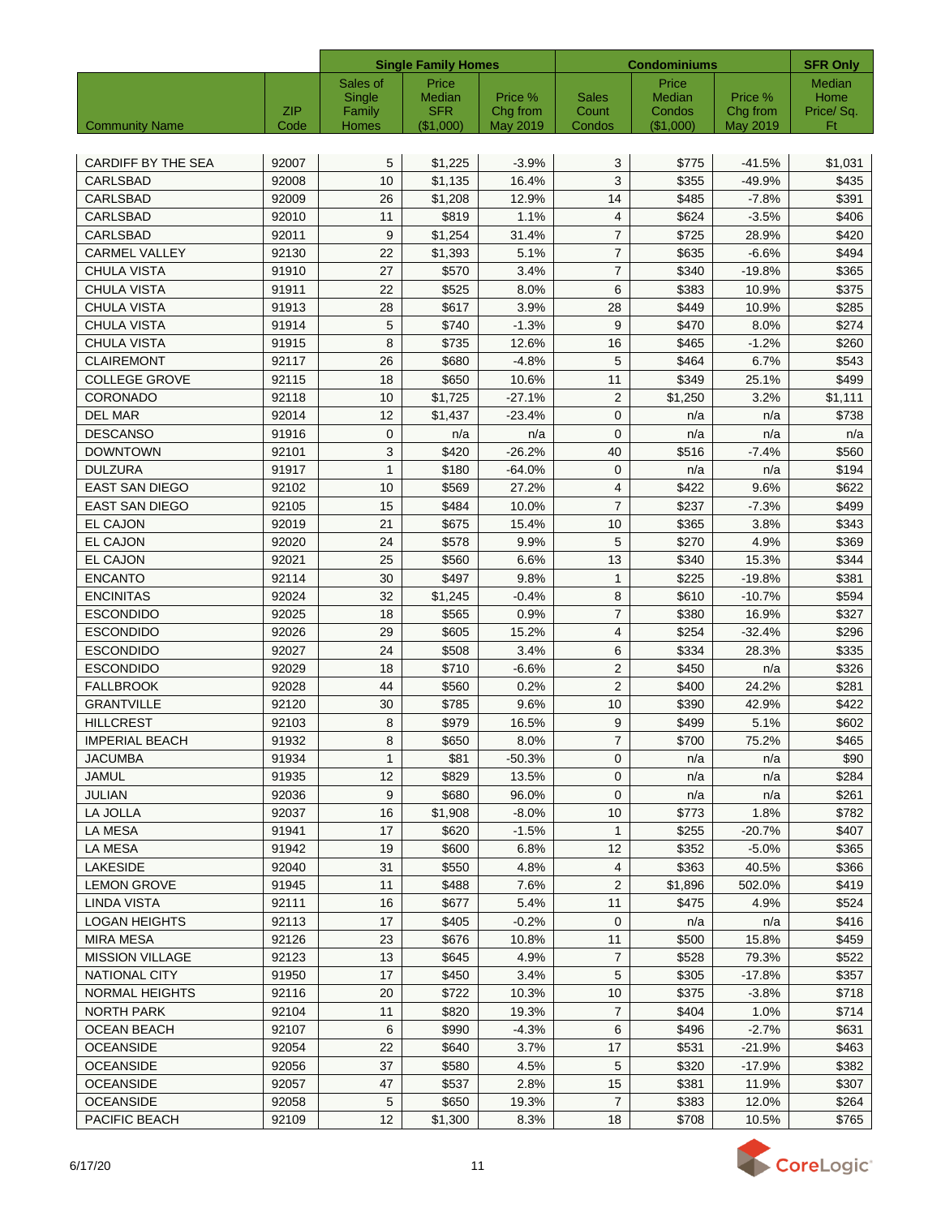| | | Single Family Homes | | | Condominiums | | | SFR Only |
|---|---|---|---|---|---|---|---|---|
| Community Name | ZIP Code | Sales of Single Family Homes | Price Median SFR ($1,000) | Price % Chg from May 2019 | Sales Count Condos | Price Median Condos ($1,000) | Price % Chg from May 2019 | Median Home Price/ Sq. Ft |
| CARDIFF BY THE SEA | 92007 | 5 | $1,225 | -3.9% | 3 | $775 | -41.5% | $1,031 |
| CARLSBAD | 92008 | 10 | $1,135 | 16.4% | 3 | $355 | -49.9% | $435 |
| CARLSBAD | 92009 | 26 | $1,208 | 12.9% | 14 | $485 | -7.8% | $391 |
| CARLSBAD | 92010 | 11 | $819 | 1.1% | 4 | $624 | -3.5% | $406 |
| CARLSBAD | 92011 | 9 | $1,254 | 31.4% | 7 | $725 | 28.9% | $420 |
| CARMEL VALLEY | 92130 | 22 | $1,393 | 5.1% | 7 | $635 | -6.6% | $494 |
| CHULA VISTA | 91910 | 27 | $570 | 3.4% | 7 | $340 | -19.8% | $365 |
| CHULA VISTA | 91911 | 22 | $525 | 8.0% | 6 | $383 | 10.9% | $375 |
| CHULA VISTA | 91913 | 28 | $617 | 3.9% | 28 | $449 | 10.9% | $285 |
| CHULA VISTA | 91914 | 5 | $740 | -1.3% | 9 | $470 | 8.0% | $274 |
| CHULA VISTA | 91915 | 8 | $735 | 12.6% | 16 | $465 | -1.2% | $260 |
| CLAIREMONT | 92117 | 26 | $680 | -4.8% | 5 | $464 | 6.7% | $543 |
| COLLEGE GROVE | 92115 | 18 | $650 | 10.6% | 11 | $349 | 25.1% | $499 |
| CORONADO | 92118 | 10 | $1,725 | -27.1% | 2 | $1,250 | 3.2% | $1,111 |
| DEL MAR | 92014 | 12 | $1,437 | -23.4% | 0 | n/a | n/a | $738 |
| DESCANSO | 91916 | 0 | n/a | n/a | 0 | n/a | n/a | n/a |
| DOWNTOWN | 92101 | 3 | $420 | -26.2% | 40 | $516 | -7.4% | $560 |
| DULZURA | 91917 | 1 | $180 | -64.0% | 0 | n/a | n/a | $194 |
| EAST SAN DIEGO | 92102 | 10 | $569 | 27.2% | 4 | $422 | 9.6% | $622 |
| EAST SAN DIEGO | 92105 | 15 | $484 | 10.0% | 7 | $237 | -7.3% | $499 |
| EL CAJON | 92019 | 21 | $675 | 15.4% | 10 | $365 | 3.8% | $343 |
| EL CAJON | 92020 | 24 | $578 | 9.9% | 5 | $270 | 4.9% | $369 |
| EL CAJON | 92021 | 25 | $560 | 6.6% | 13 | $340 | 15.3% | $344 |
| ENCANTO | 92114 | 30 | $497 | 9.8% | 1 | $225 | -19.8% | $381 |
| ENCINITAS | 92024 | 32 | $1,245 | -0.4% | 8 | $610 | -10.7% | $594 |
| ESCONDIDO | 92025 | 18 | $565 | 0.9% | 7 | $380 | 16.9% | $327 |
| ESCONDIDO | 92026 | 29 | $605 | 15.2% | 4 | $254 | -32.4% | $296 |
| ESCONDIDO | 92027 | 24 | $508 | 3.4% | 6 | $334 | 28.3% | $335 |
| ESCONDIDO | 92029 | 18 | $710 | -6.6% | 2 | $450 | n/a | $326 |
| FALLBROOK | 92028 | 44 | $560 | 0.2% | 2 | $400 | 24.2% | $281 |
| GRANTVILLE | 92120 | 30 | $785 | 9.6% | 10 | $390 | 42.9% | $422 |
| HILLCREST | 92103 | 8 | $979 | 16.5% | 9 | $499 | 5.1% | $602 |
| IMPERIAL BEACH | 91932 | 8 | $650 | 8.0% | 7 | $700 | 75.2% | $465 |
| JACUMBA | 91934 | 1 | $81 | -50.3% | 0 | n/a | n/a | $90 |
| JAMUL | 91935 | 12 | $829 | 13.5% | 0 | n/a | n/a | $284 |
| JULIAN | 92036 | 9 | $680 | 96.0% | 0 | n/a | n/a | $261 |
| LA JOLLA | 92037 | 16 | $1,908 | -8.0% | 10 | $773 | 1.8% | $782 |
| LA MESA | 91941 | 17 | $620 | -1.5% | 1 | $255 | -20.7% | $407 |
| LA MESA | 91942 | 19 | $600 | 6.8% | 12 | $352 | -5.0% | $365 |
| LAKESIDE | 92040 | 31 | $550 | 4.8% | 4 | $363 | 40.5% | $366 |
| LEMON GROVE | 91945 | 11 | $488 | 7.6% | 2 | $1,896 | 502.0% | $419 |
| LINDA VISTA | 92111 | 16 | $677 | 5.4% | 11 | $475 | 4.9% | $524 |
| LOGAN HEIGHTS | 92113 | 17 | $405 | -0.2% | 0 | n/a | n/a | $416 |
| MIRA MESA | 92126 | 23 | $676 | 10.8% | 11 | $500 | 15.8% | $459 |
| MISSION VILLAGE | 92123 | 13 | $645 | 4.9% | 7 | $528 | 79.3% | $522 |
| NATIONAL CITY | 91950 | 17 | $450 | 3.4% | 5 | $305 | -17.8% | $357 |
| NORMAL HEIGHTS | 92116 | 20 | $722 | 10.3% | 10 | $375 | -3.8% | $718 |
| NORTH PARK | 92104 | 11 | $820 | 19.3% | 7 | $404 | 1.0% | $714 |
| OCEAN BEACH | 92107 | 6 | $990 | -4.3% | 6 | $496 | -2.7% | $631 |
| OCEANSIDE | 92054 | 22 | $640 | 3.7% | 17 | $531 | -21.9% | $463 |
| OCEANSIDE | 92056 | 37 | $580 | 4.5% | 5 | $320 | -17.9% | $382 |
| OCEANSIDE | 92057 | 47 | $537 | 2.8% | 15 | $381 | 11.9% | $307 |
| OCEANSIDE | 92058 | 5 | $650 | 19.3% | 7 | $383 | 12.0% | $264 |
| PACIFIC BEACH | 92109 | 12 | $1,300 | 8.3% | 18 | $708 | 10.5% | $765 |

6/17/20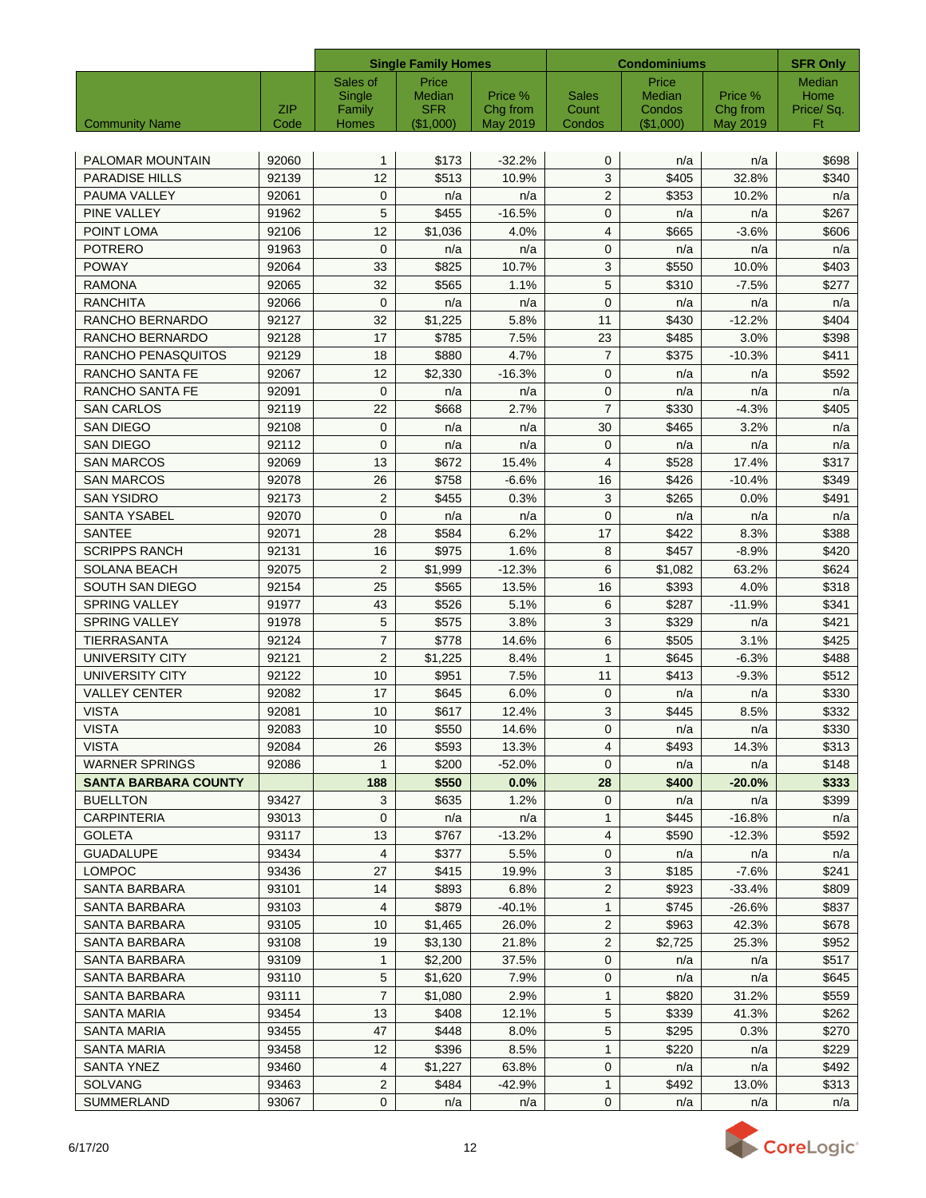| | | Single Family Homes | | | Condominiums | | | SFR Only |
|---|---|---|---|---|---|---|---|---|
| Community Name | ZIP Code | Sales of Single Family Homes | Price Median SFR ($1,000) | Price % Chg from May 2019 | Sales Count Condos | Price Median Condos ($1,000) | Price % Chg from May 2019 | Median Home Price/ Sq. Ft |
| PALOMAR MOUNTAIN | 92060 | 1 | $173 | -32.2% | 0 | n/a | n/a | $698 |
| PARADISE HILLS | 92139 | 12 | $513 | 10.9% | 3 | $405 | 32.8% | $340 |
| PAUMA VALLEY | 92061 | 0 | n/a | n/a | 2 | $353 | 10.2% | n/a |
| PINE VALLEY | 91962 | 5 | $455 | -16.5% | 0 | n/a | n/a | $267 |
| POINT LOMA | 92106 | 12 | $1,036 | 4.0% | 4 | $665 | -3.6% | $606 |
| POTRERO | 91963 | 0 | n/a | n/a | 0 | n/a | n/a | n/a |
| POWAY | 92064 | 33 | $825 | 10.7% | 3 | $550 | 10.0% | $403 |
| RAMONA | 92065 | 32 | $565 | 1.1% | 5 | $310 | -7.5% | $277 |
| RANCHITA | 92066 | 0 | n/a | n/a | 0 | n/a | n/a | n/a |
| RANCHO BERNARDO | 92127 | 32 | $1,225 | 5.8% | 11 | $430 | -12.2% | $404 |
| RANCHO BERNARDO | 92128 | 17 | $785 | 7.5% | 23 | $485 | 3.0% | $398 |
| RANCHO PENASQUITOS | 92129 | 18 | $880 | 4.7% | 7 | $375 | -10.3% | $411 |
| RANCHO SANTA FE | 92067 | 12 | $2,330 | -16.3% | 0 | n/a | n/a | $592 |
| RANCHO SANTA FE | 92091 | 0 | n/a | n/a | 0 | n/a | n/a | n/a |
| SAN CARLOS | 92119 | 22 | $668 | 2.7% | 7 | $330 | -4.3% | $405 |
| SAN DIEGO | 92108 | 0 | n/a | n/a | 30 | $465 | 3.2% | n/a |
| SAN DIEGO | 92112 | 0 | n/a | n/a | 0 | n/a | n/a | n/a |
| SAN MARCOS | 92069 | 13 | $672 | 15.4% | 4 | $528 | 17.4% | $317 |
| SAN MARCOS | 92078 | 26 | $758 | -6.6% | 16 | $426 | -10.4% | $349 |
| SAN YSIDRO | 92173 | 2 | $455 | 0.3% | 3 | $265 | 0.0% | $491 |
| SANTA YSABEL | 92070 | 0 | n/a | n/a | 0 | n/a | n/a | n/a |
| SANTEE | 92071 | 28 | $584 | 6.2% | 17 | $422 | 8.3% | $388 |
| SCRIPPS RANCH | 92131 | 16 | $975 | 1.6% | 8 | $457 | -8.9% | $420 |
| SOLANA BEACH | 92075 | 2 | $1,999 | -12.3% | 6 | $1,082 | 63.2% | $624 |
| SOUTH SAN DIEGO | 92154 | 25 | $565 | 13.5% | 16 | $393 | 4.0% | $318 |
| SPRING VALLEY | 91977 | 43 | $526 | 5.1% | 6 | $287 | -11.9% | $341 |
| SPRING VALLEY | 91978 | 5 | $575 | 3.8% | 3 | $329 | n/a | $421 |
| TIERRASANTA | 92124 | 7 | $778 | 14.6% | 6 | $505 | 3.1% | $425 |
| UNIVERSITY CITY | 92121 | 2 | $1,225 | 8.4% | 1 | $645 | -6.3% | $488 |
| UNIVERSITY CITY | 92122 | 10 | $951 | 7.5% | 11 | $413 | -9.3% | $512 |
| VALLEY CENTER | 92082 | 17 | $645 | 6.0% | 0 | n/a | n/a | $330 |
| VISTA | 92081 | 10 | $617 | 12.4% | 3 | $445 | 8.5% | $332 |
| VISTA | 92083 | 10 | $550 | 14.6% | 0 | n/a | n/a | $330 |
| VISTA | 92084 | 26 | $593 | 13.3% | 4 | $493 | 14.3% | $313 |
| WARNER SPRINGS | 92086 | 1 | $200 | -52.0% | 0 | n/a | n/a | $148 |
| **SANTA BARBARA COUNTY** | | **188** | **$550** | **0.0%** | **28** | **$400** | **-20.0%** | **$333** |
| BUELLTON | 93427 | 3 | $635 | 1.2% | 0 | n/a | n/a | $399 |
| CARPINTERIA | 93013 | 0 | n/a | n/a | 1 | $445 | -16.8% | n/a |
| GOLETA | 93117 | 13 | $767 | -13.2% | 4 | $590 | -12.3% | $592 |
| GUADALUPE | 93434 | 4 | $377 | 5.5% | 0 | n/a | n/a | n/a |
| LOMPOC | 93436 | 27 | $415 | 19.9% | 3 | $185 | -7.6% | $241 |
| SANTA BARBARA | 93101 | 14 | $893 | 6.8% | 2 | $923 | -33.4% | $809 |
| SANTA BARBARA | 93103 | 4 | $879 | -40.1% | 1 | $745 | -26.6% | $837 |
| SANTA BARBARA | 93105 | 10 | $1,465 | 26.0% | 2 | $963 | 42.3% | $678 |
| SANTA BARBARA | 93108 | 19 | $3,130 | 21.8% | 2 | $2,725 | 25.3% | $952 |
| SANTA BARBARA | 93109 | 1 | $2,200 | 37.5% | 0 | n/a | n/a | $517 |
| SANTA BARBARA | 93110 | 5 | $1,620 | 7.9% | 0 | n/a | n/a | $645 |
| SANTA BARBARA | 93111 | 7 | $1,080 | 2.9% | 1 | $820 | 31.2% | $559 |
| SANTA MARIA | 93454 | 13 | $408 | 12.1% | 5 | $339 | 41.3% | $262 |
| SANTA MARIA | 93455 | 47 | $448 | 8.0% | 5 | $295 | 0.3% | $270 |
| SANTA MARIA | 93458 | 12 | $396 | 8.5% | 1 | $220 | n/a | $229 |
| SANTA YNEZ | 93460 | 4 | $1,227 | 63.8% | 0 | n/a | n/a | $492 |
| SOLVANG | 93463 | 2 | $484 | -42.9% | 1 | $492 | 13.0% | $313 |
| SUMMERLAND | 93067 | 0 | n/a | n/a | 0 | n/a | n/a | n/a |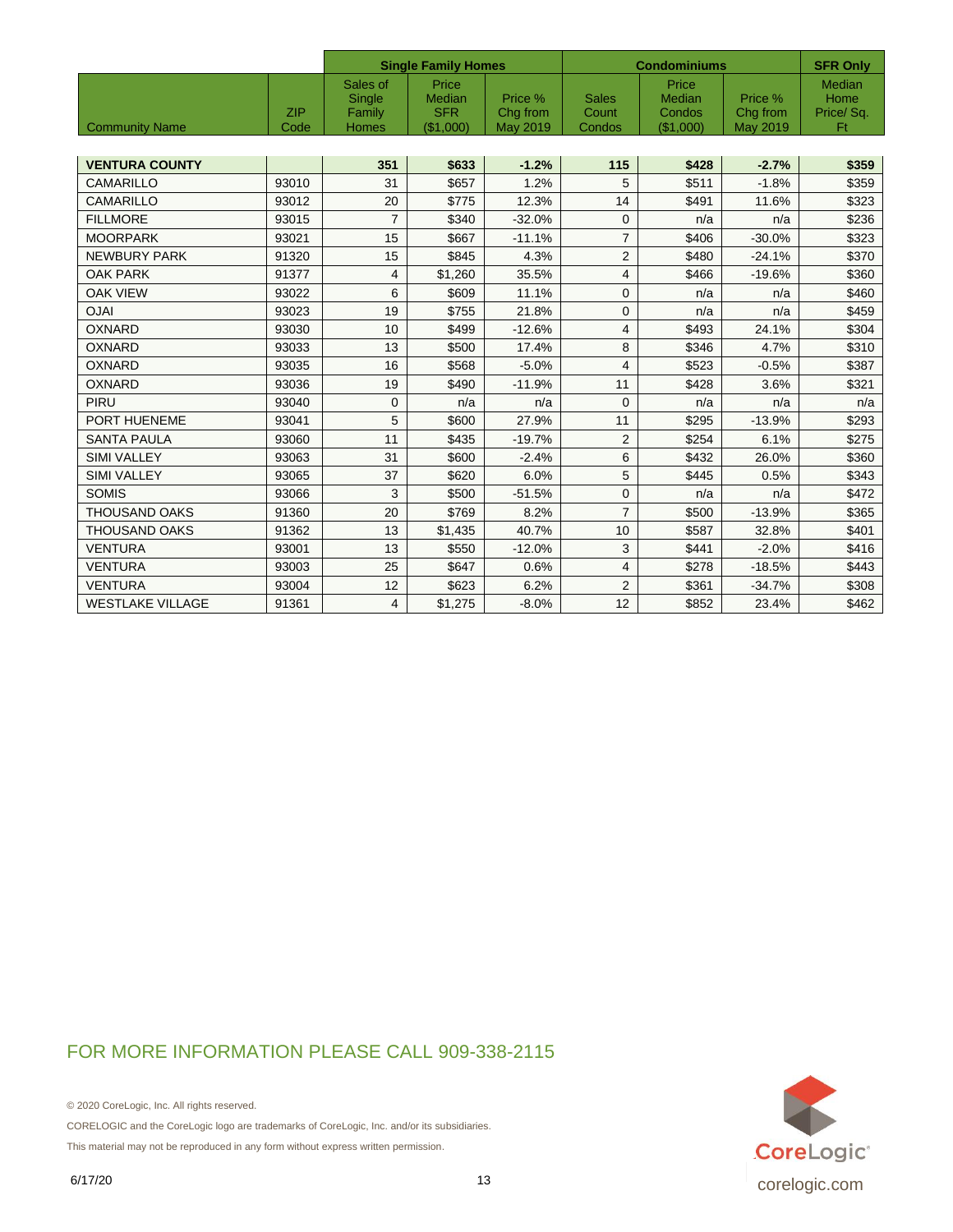| | | Single Family Homes | | | Condominiums | | | SFR Only |
|---|---|---|---|---|---|---|---|---|
| Community Name | ZIP Code | Sales of Single Family Homes | Price Median SFR ($1,000) | Price % Chg from May 2019 | Sales Count Condos | Price Median Condos ($1,000) | Price % Chg from May 2019 | Median Home Price/ Sq. Ft |
| **VENTURA COUNTY** | | **351** | **$633** | **-1.2%** | **115** | **$428** | **-2.7%** | **$359** |
| CAMARILLO | 93010 | 31 | $657 | 1.2% | 5 | $511 | -1.8% | $359 |
| CAMARILLO | 93012 | 20 | $775 | 12.3% | 14 | $491 | 11.6% | $323 |
| FILLMORE | 93015 | 7 | $340 | -32.0% | 0 | n/a | n/a | $236 |
| MOORPARK | 93021 | 15 | $667 | -11.1% | 7 | $406 | -30.0% | $323 |
| NEWBURY PARK | 91320 | 15 | $845 | 4.3% | 2 | $480 | -24.1% | $370 |
| OAK PARK | 91377 | 4 | $1,260 | 35.5% | 4 | $466 | -19.6% | $360 |
| OAK VIEW | 93022 | 6 | $609 | 11.1% | 0 | n/a | n/a | $460 |
| OJAI | 93023 | 19 | $755 | 21.8% | 0 | n/a | n/a | $459 |
| OXNARD | 93030 | 10 | $499 | -12.6% | 4 | $493 | 24.1% | $304 |
| OXNARD | 93033 | 13 | $500 | 17.4% | 8 | $346 | 4.7% | $310 |
| OXNARD | 93035 | 16 | $568 | -5.0% | 4 | $523 | -0.5% | $387 |
| OXNARD | 93036 | 19 | $490 | -11.9% | 11 | $428 | 3.6% | $321 |
| PIRU | 93040 | 0 | n/a | n/a | 0 | n/a | n/a | n/a |
| PORT HUENEME | 93041 | 5 | $600 | 27.9% | 11 | $295 | -13.9% | $293 |
| SANTA PAULA | 93060 | 11 | $435 | -19.7% | 2 | $254 | 6.1% | $275 |
| SIMI VALLEY | 93063 | 31 | $600 | -2.4% | 6 | $432 | 26.0% | $360 |
| SIMI VALLEY | 93065 | 37 | $620 | 6.0% | 5 | $445 | 0.5% | $343 |
| SOMIS | 93066 | 3 | $500 | -51.5% | 0 | n/a | n/a | $472 |
| THOUSAND OAKS | 91360 | 20 | $769 | 8.2% | 7 | $500 | -13.9% | $365 |
| THOUSAND OAKS | 91362 | 13 | $1,435 | 40.7% | 10 | $587 | 32.8% | $401 |
| VENTURA | 93001 | 13 | $550 | -12.0% | 3 | $441 | -2.0% | $416 |
| VENTURA | 93003 | 25 | $647 | 0.6% | 4 | $278 | -18.5% | $443 |
| VENTURA | 93004 | 12 | $623 | 6.2% | 2 | $361 | -34.7% | $308 |
| WESTLAKE VILLAGE | 91361 | 4 | $1,275 | -8.0% | 12 | $852 | 23.4% | $462 |

FOR MORE INFORMATION PLEASE CALL 909-338-2115

© 2020 CoreLogic, Inc. All rights reserved.

CORELOGIC and the CoreLogic logo are trademarks of CoreLogic, Inc. and/or its subsidiaries.

This material may not be reproduced in any form without express written permission.

6/17/20

CoreLogic®

corelogic.com